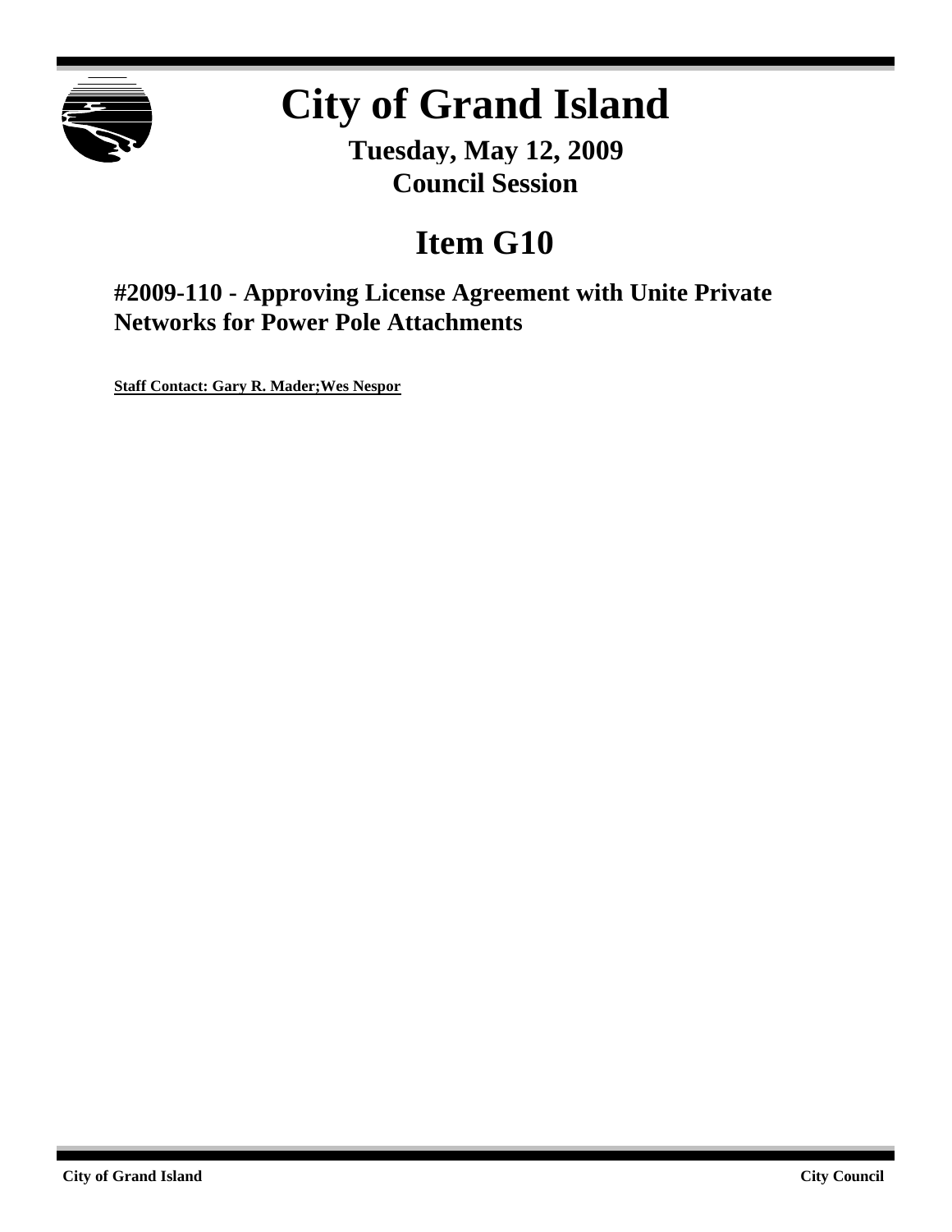# City of Grand Island

**Tuesday, May 12, 2009**
**Council Session**

## Item G10

### #2009-110 - Approving License Agreement with Unite Private Networks for Power Pole Attachments

**Staff Contact: Gary R. Mader;Wes Nespor**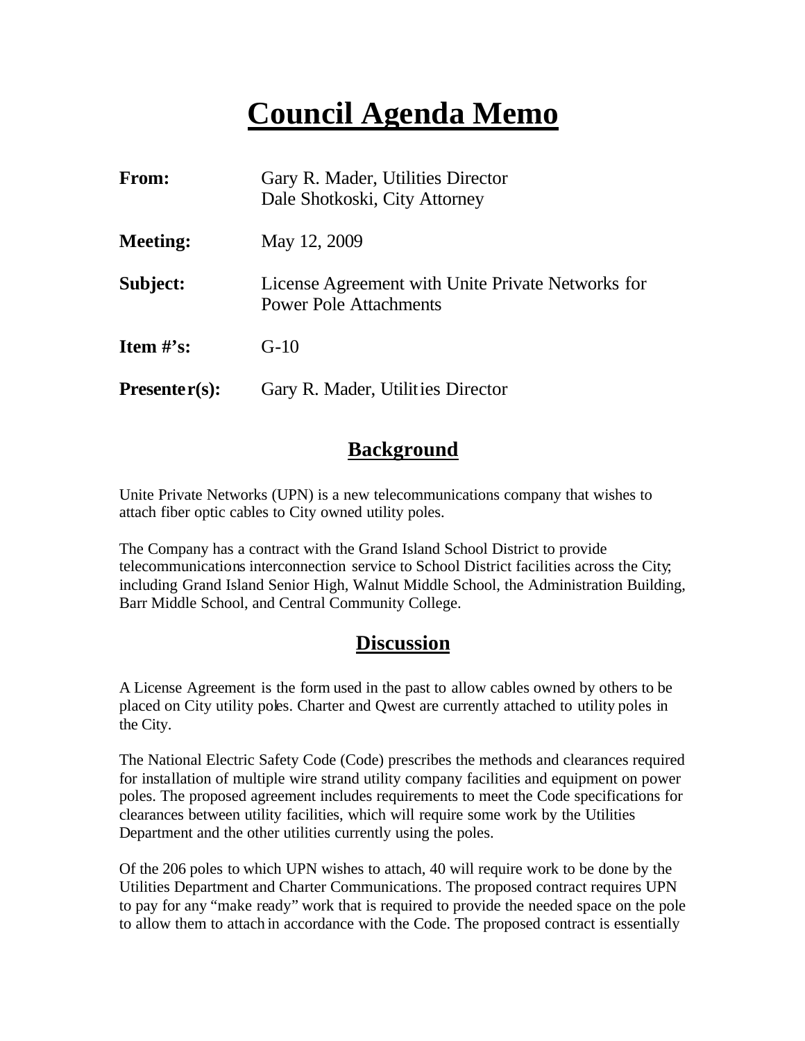# Council Agenda Memo

| | |
|---|---|
| **From:** | Gary R. Mader, Utilities Director<br>Dale Shotkoski, City Attorney |
| **Meeting:** | May 12, 2009 |
| **Subject:** | License Agreement with Unite Private Networks for Power Pole Attachments |
| **Item #'s:** | G-10 |
| **Presenter(s):** | Gary R. Mader, Utilities Director |

## Background

Unite Private Networks (UPN) is a new telecommunications company that wishes to attach fiber optic cables to City owned utility poles.

The Company has a contract with the Grand Island School District to provide telecommunications interconnection service to School District facilities across the City; including Grand Island Senior High, Walnut Middle School, the Administration Building, Barr Middle School, and Central Community College.

## Discussion

A License Agreement is the form used in the past to allow cables owned by others to be placed on City utility poles. Charter and Qwest are currently attached to utility poles in the City.

The National Electric Safety Code (Code) prescribes the methods and clearances required for installation of multiple wire strand utility company facilities and equipment on power poles. The proposed agreement includes requirements to meet the Code specifications for clearances between utility facilities, which will require some work by the Utilities Department and the other utilities currently using the poles.

Of the 206 poles to which UPN wishes to attach, 40 will require work to be done by the Utilities Department and Charter Communications. The proposed contract requires UPN to pay for any "make ready" work that is required to provide the needed space on the pole to allow them to attach in accordance with the Code. The proposed contract is essentially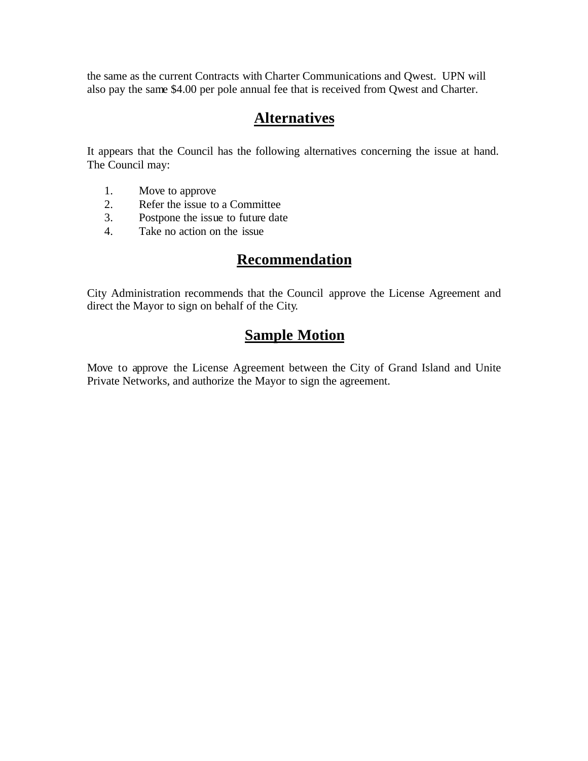the same as the current Contracts with Charter Communications and Qwest. UPN will also pay the same $4.00 per pole annual fee that is received from Qwest and Charter.

## Alternatives

It appears that the Council has the following alternatives concerning the issue at hand. The Council may:

1. Move to approve
2. Refer the issue to a Committee
3. Postpone the issue to future date
4. Take no action on the issue

## Recommendation

City Administration recommends that the Council approve the License Agreement and direct the Mayor to sign on behalf of the City.

## Sample Motion

Move to approve the License Agreement between the City of Grand Island and Unite Private Networks, and authorize the Mayor to sign the agreement.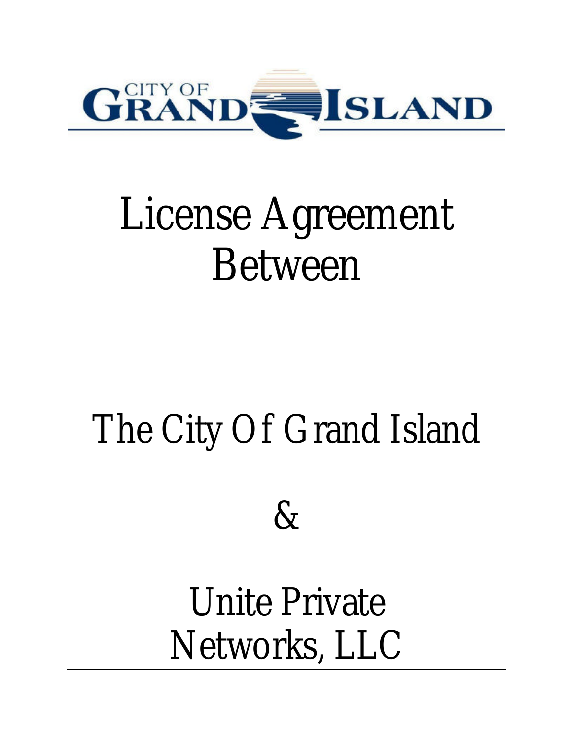CITY OF GRAND ISLAND

# License Agreement Between

# The City Of Grand Island

# &

# Unite Private Networks, LLC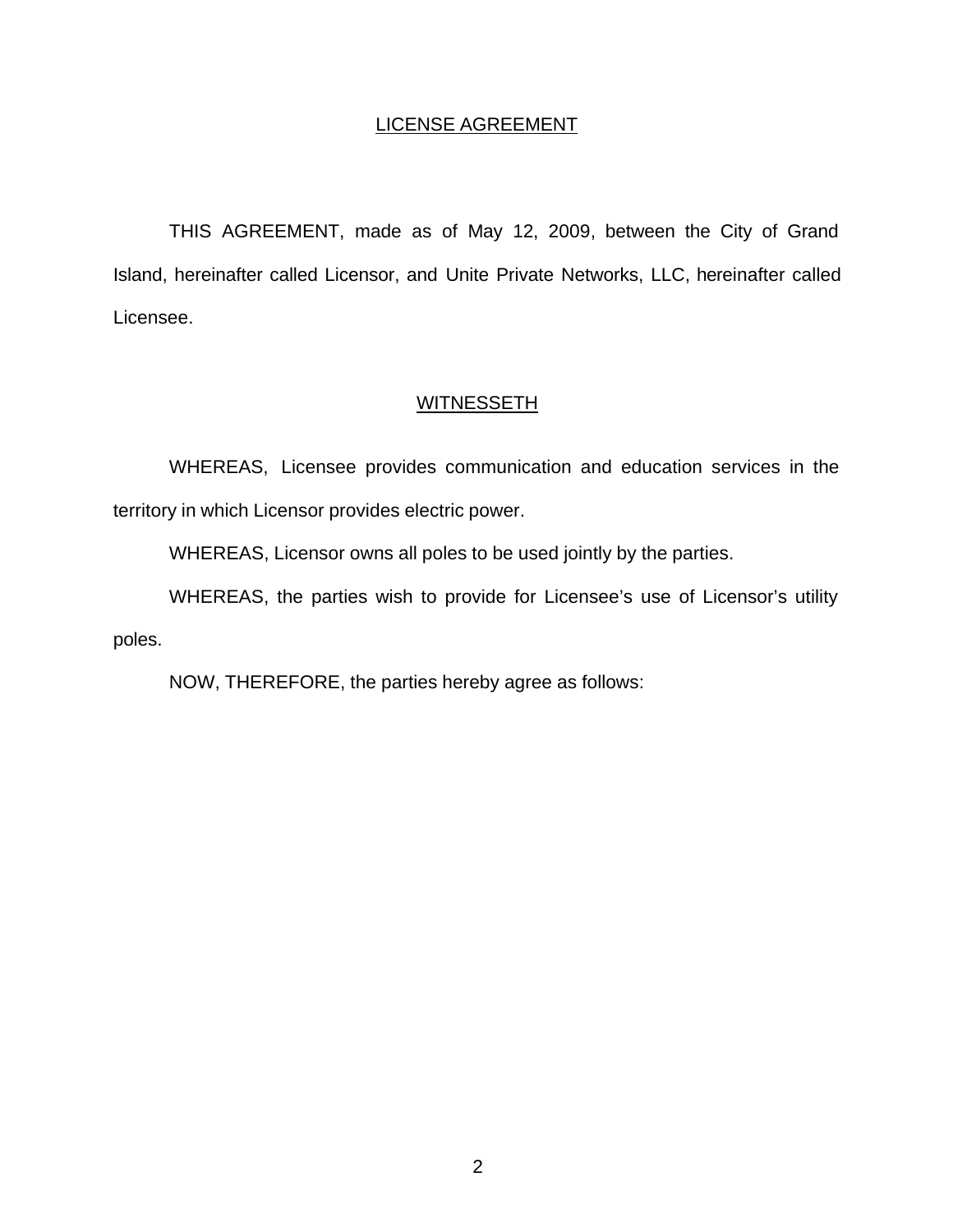# LICENSE AGREEMENT

THIS AGREEMENT, made as of May 12, 2009, between the City of Grand Island, hereinafter called Licensor, and Unite Private Networks, LLC, hereinafter called Licensee.

## WITNESSETH

WHEREAS, Licensee provides communication and education services in the territory in which Licensor provides electric power.

WHEREAS, Licensor owns all poles to be used jointly by the parties.

WHEREAS, the parties wish to provide for Licensee's use of Licensor's utility poles.

NOW, THEREFORE, the parties hereby agree as follows: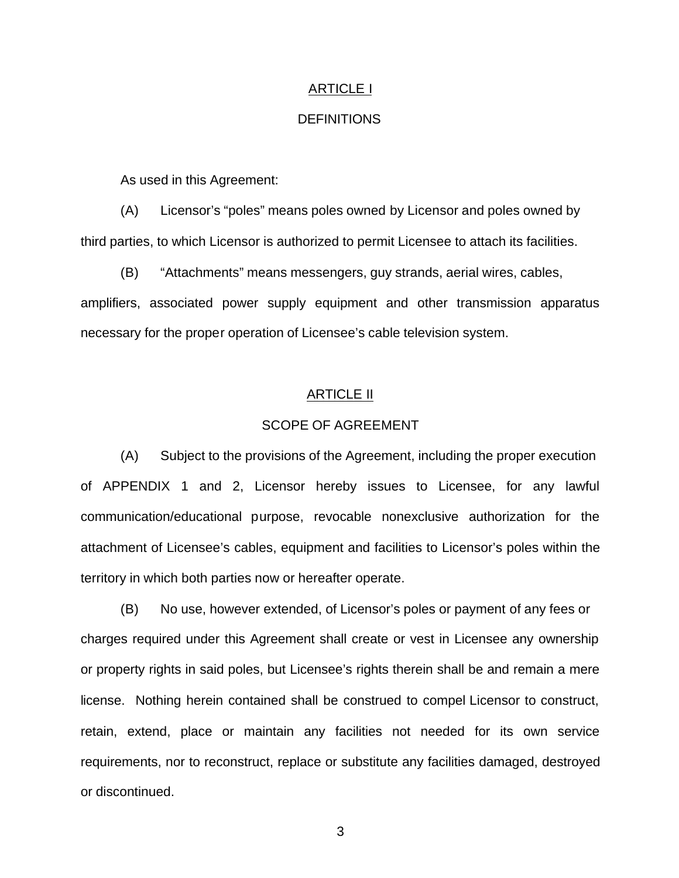## ARTICLE I

## DEFINITIONS

As used in this Agreement:

(A) Licensor's "poles" means poles owned by Licensor and poles owned by third parties, to which Licensor is authorized to permit Licensee to attach its facilities.

(B) "Attachments" means messengers, guy strands, aerial wires, cables, amplifiers, associated power supply equipment and other transmission apparatus necessary for the proper operation of Licensee's cable television system.

## ARTICLE II

## SCOPE OF AGREEMENT

(A) Subject to the provisions of the Agreement, including the proper execution of APPENDIX 1 and 2, Licensor hereby issues to Licensee, for any lawful communication/educational purpose, revocable nonexclusive authorization for the attachment of Licensee's cables, equipment and facilities to Licensor's poles within the territory in which both parties now or hereafter operate.

(B) No use, however extended, of Licensor's poles or payment of any fees or charges required under this Agreement shall create or vest in Licensee any ownership or property rights in said poles, but Licensee's rights therein shall be and remain a mere license. Nothing herein contained shall be construed to compel Licensor to construct, retain, extend, place or maintain any facilities not needed for its own service requirements, nor to reconstruct, replace or substitute any facilities damaged, destroyed or discontinued.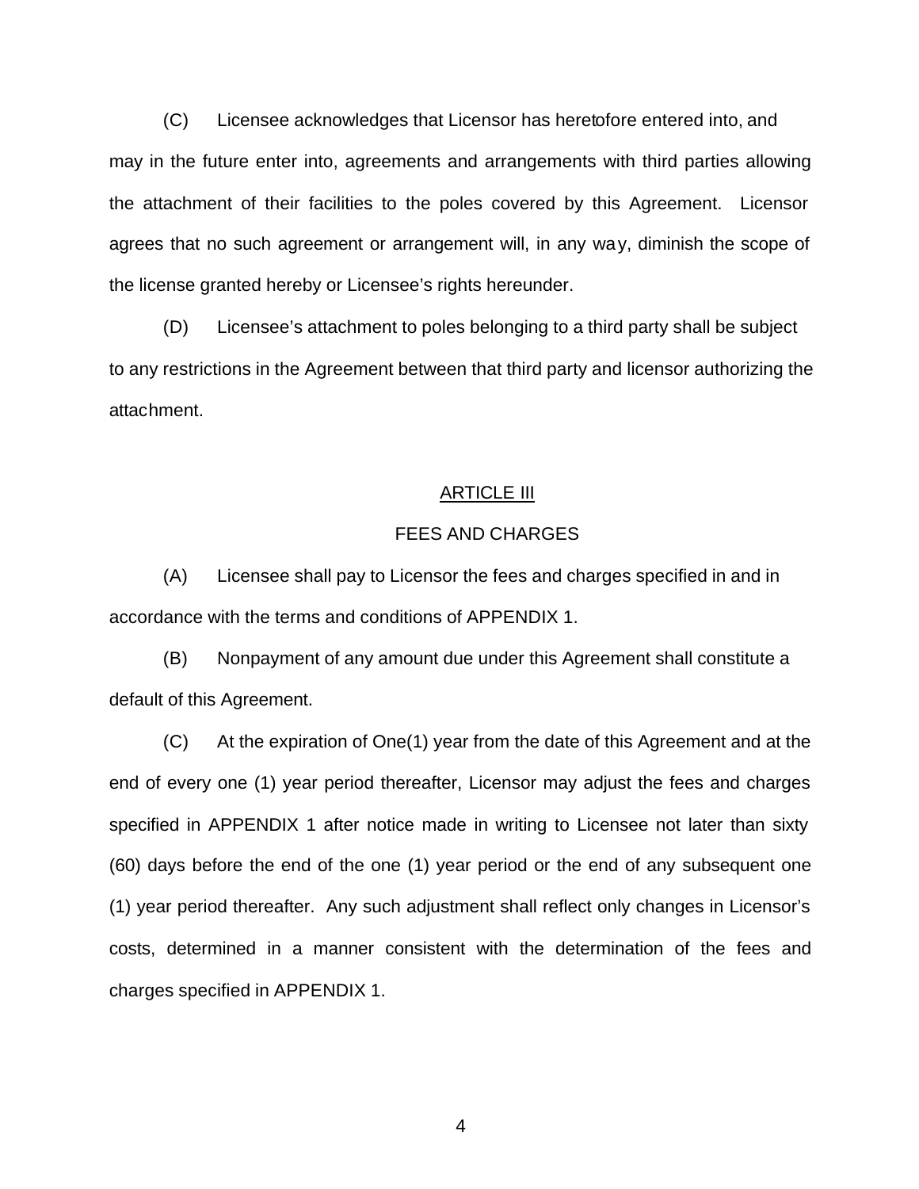(C) Licensee acknowledges that Licensor has heretofore entered into, and may in the future enter into, agreements and arrangements with third parties allowing the attachment of their facilities to the poles covered by this Agreement. Licensor agrees that no such agreement or arrangement will, in any way, diminish the scope of the license granted hereby or Licensee's rights hereunder.

(D) Licensee's attachment to poles belonging to a third party shall be subject to any restrictions in the Agreement between that third party and licensor authorizing the attachment.

## ARTICLE III

## FEES AND CHARGES

(A) Licensee shall pay to Licensor the fees and charges specified in and in accordance with the terms and conditions of APPENDIX 1.

(B) Nonpayment of any amount due under this Agreement shall constitute a default of this Agreement.

(C) At the expiration of One(1) year from the date of this Agreement and at the end of every one (1) year period thereafter, Licensor may adjust the fees and charges specified in APPENDIX 1 after notice made in writing to Licensee not later than sixty (60) days before the end of the one (1) year period or the end of any subsequent one (1) year period thereafter. Any such adjustment shall reflect only changes in Licensor's costs, determined in a manner consistent with the determination of the fees and charges specified in APPENDIX 1.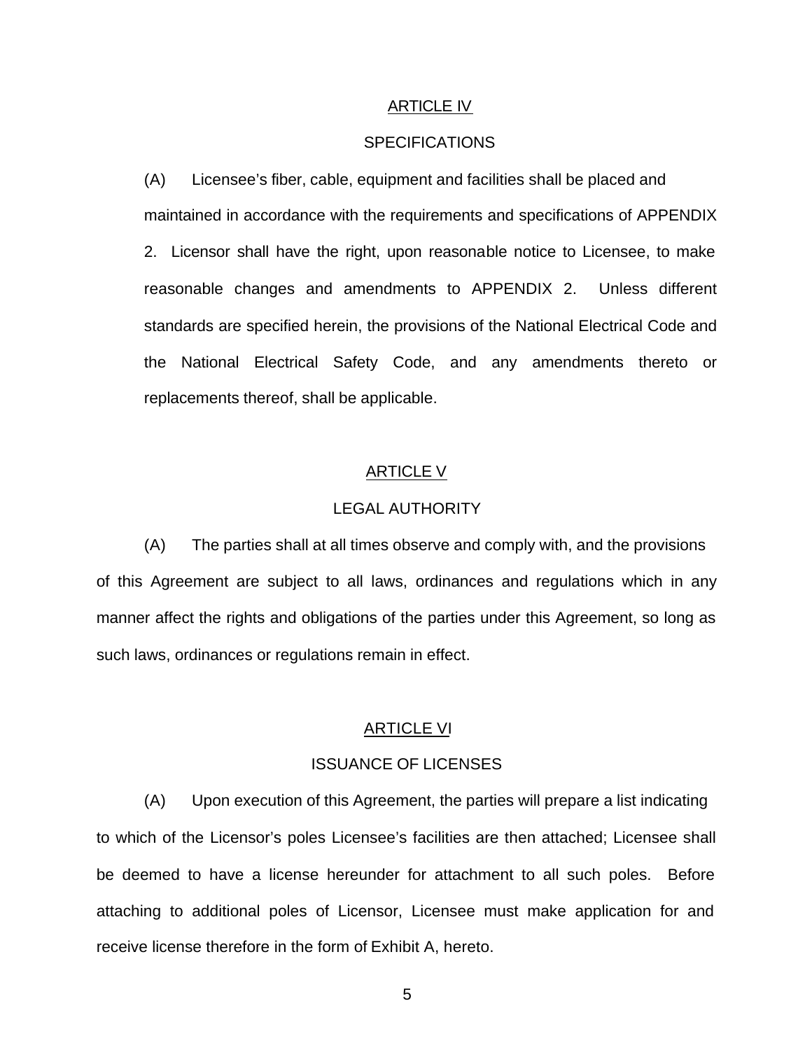## ARTICLE IV

## SPECIFICATIONS

(A) Licensee's fiber, cable, equipment and facilities shall be placed and maintained in accordance with the requirements and specifications of APPENDIX 2. Licensor shall have the right, upon reasonable notice to Licensee, to make reasonable changes and amendments to APPENDIX 2. Unless different standards are specified herein, the provisions of the National Electrical Code and the National Electrical Safety Code, and any amendments thereto or replacements thereof, shall be applicable.

## ARTICLE V

## LEGAL AUTHORITY

(A) The parties shall at all times observe and comply with, and the provisions of this Agreement are subject to all laws, ordinances and regulations which in any manner affect the rights and obligations of the parties under this Agreement, so long as such laws, ordinances or regulations remain in effect.

## ARTICLE VI

## ISSUANCE OF LICENSES

(A) Upon execution of this Agreement, the parties will prepare a list indicating to which of the Licensor's poles Licensee's facilities are then attached; Licensee shall be deemed to have a license hereunder for attachment to all such poles. Before attaching to additional poles of Licensor, Licensee must make application for and receive license therefore in the form of Exhibit A, hereto.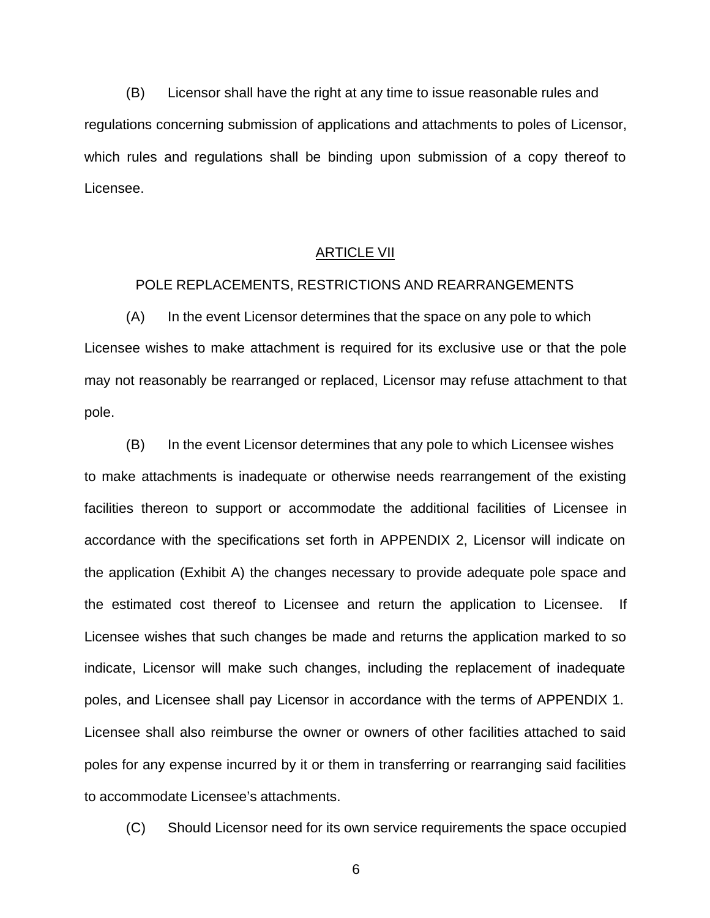(B) Licensor shall have the right at any time to issue reasonable rules and regulations concerning submission of applications and attachments to poles of Licensor, which rules and regulations shall be binding upon submission of a copy thereof to Licensee.

## ARTICLE VII

## POLE REPLACEMENTS, RESTRICTIONS AND REARRANGEMENTS

(A) In the event Licensor determines that the space on any pole to which Licensee wishes to make attachment is required for its exclusive use or that the pole may not reasonably be rearranged or replaced, Licensor may refuse attachment to that pole.

(B) In the event Licensor determines that any pole to which Licensee wishes to make attachments is inadequate or otherwise needs rearrangement of the existing facilities thereon to support or accommodate the additional facilities of Licensee in accordance with the specifications set forth in APPENDIX 2, Licensor will indicate on the application (Exhibit A) the changes necessary to provide adequate pole space and the estimated cost thereof to Licensee and return the application to Licensee. If Licensee wishes that such changes be made and returns the application marked to so indicate, Licensor will make such changes, including the replacement of inadequate poles, and Licensee shall pay Licensor in accordance with the terms of APPENDIX 1. Licensee shall also reimburse the owner or owners of other facilities attached to said poles for any expense incurred by it or them in transferring or rearranging said facilities to accommodate Licensee's attachments.

(C) Should Licensor need for its own service requirements the space occupied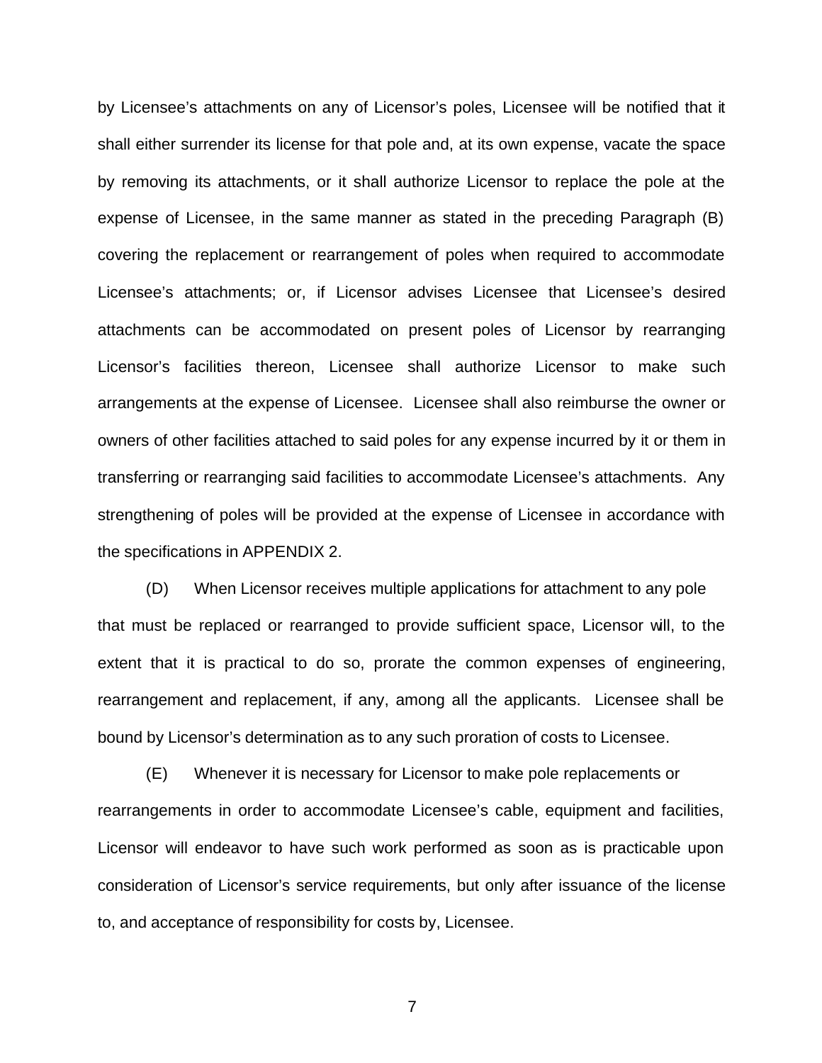by Licensee's attachments on any of Licensor's poles, Licensee will be notified that it shall either surrender its license for that pole and, at its own expense, vacate the space by removing its attachments, or it shall authorize Licensor to replace the pole at the expense of Licensee, in the same manner as stated in the preceding Paragraph (B) covering the replacement or rearrangement of poles when required to accommodate Licensee's attachments; or, if Licensor advises Licensee that Licensee's desired attachments can be accommodated on present poles of Licensor by rearranging Licensor's facilities thereon, Licensee shall authorize Licensor to make such arrangements at the expense of Licensee. Licensee shall also reimburse the owner or owners of other facilities attached to said poles for any expense incurred by it or them in transferring or rearranging said facilities to accommodate Licensee's attachments. Any strengthening of poles will be provided at the expense of Licensee in accordance with the specifications in APPENDIX 2.

(D) When Licensor receives multiple applications for attachment to any pole that must be replaced or rearranged to provide sufficient space, Licensor will, to the extent that it is practical to do so, prorate the common expenses of engineering, rearrangement and replacement, if any, among all the applicants. Licensee shall be bound by Licensor's determination as to any such proration of costs to Licensee.

(E) Whenever it is necessary for Licensor to make pole replacements or rearrangements in order to accommodate Licensee's cable, equipment and facilities, Licensor will endeavor to have such work performed as soon as is practicable upon consideration of Licensor's service requirements, but only after issuance of the license to, and acceptance of responsibility for costs by, Licensee.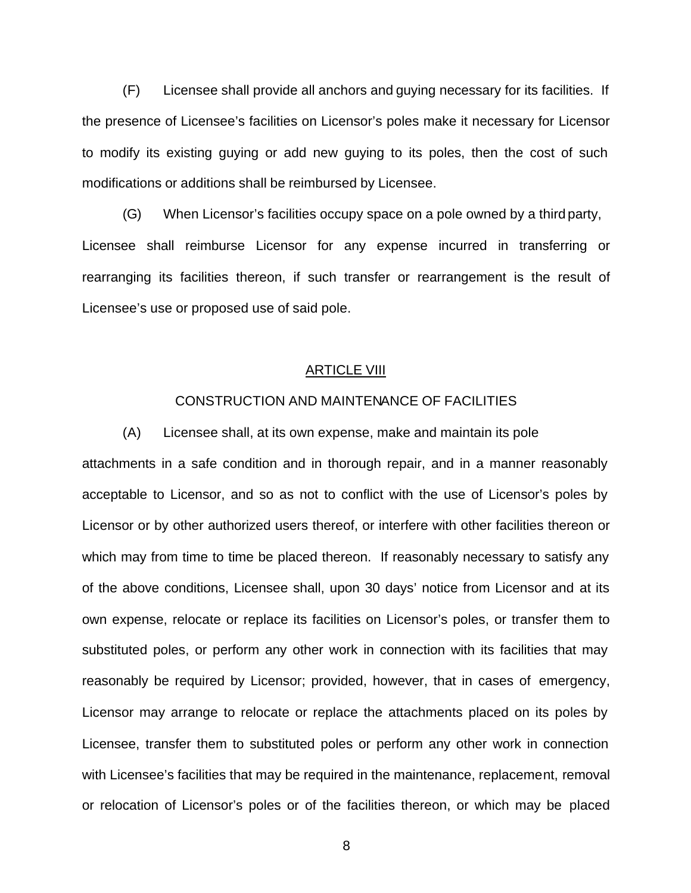(F) Licensee shall provide all anchors and guying necessary for its facilities. If the presence of Licensee's facilities on Licensor's poles make it necessary for Licensor to modify its existing guying or add new guying to its poles, then the cost of such modifications or additions shall be reimbursed by Licensee.

(G) When Licensor's facilities occupy space on a pole owned by a third party, Licensee shall reimburse Licensor for any expense incurred in transferring or rearranging its facilities thereon, if such transfer or rearrangement is the result of Licensee's use or proposed use of said pole.

## ARTICLE VIII

## CONSTRUCTION AND MAINTENANCE OF FACILITIES

(A) Licensee shall, at its own expense, make and maintain its pole attachments in a safe condition and in thorough repair, and in a manner reasonably acceptable to Licensor, and so as not to conflict with the use of Licensor's poles by Licensor or by other authorized users thereof, or interfere with other facilities thereon or which may from time to time be placed thereon. If reasonably necessary to satisfy any of the above conditions, Licensee shall, upon 30 days' notice from Licensor and at its own expense, relocate or replace its facilities on Licensor's poles, or transfer them to substituted poles, or perform any other work in connection with its facilities that may reasonably be required by Licensor; provided, however, that in cases of emergency, Licensor may arrange to relocate or replace the attachments placed on its poles by Licensee, transfer them to substituted poles or perform any other work in connection with Licensee's facilities that may be required in the maintenance, replacement, removal or relocation of Licensor's poles or of the facilities thereon, or which may be placed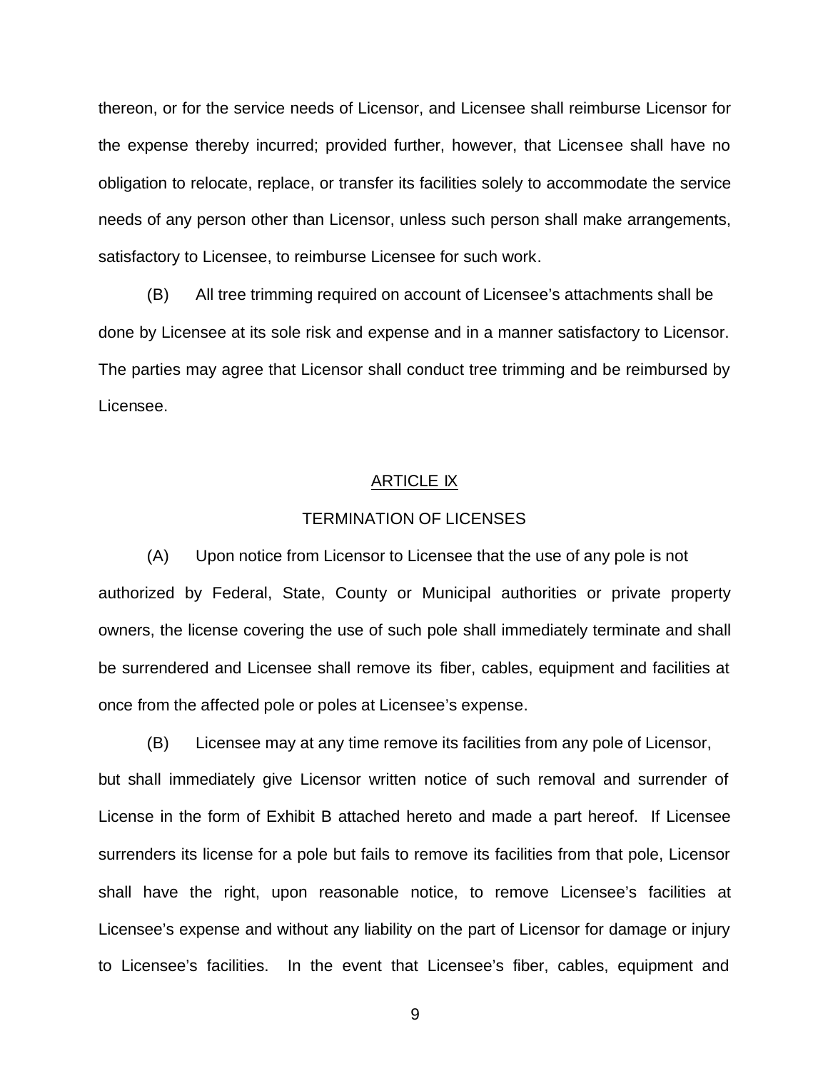thereon, or for the service needs of Licensor, and Licensee shall reimburse Licensor for the expense thereby incurred; provided further, however, that Licensee shall have no obligation to relocate, replace, or transfer its facilities solely to accommodate the service needs of any person other than Licensor, unless such person shall make arrangements, satisfactory to Licensee, to reimburse Licensee for such work.

(B) All tree trimming required on account of Licensee's attachments shall be done by Licensee at its sole risk and expense and in a manner satisfactory to Licensor. The parties may agree that Licensor shall conduct tree trimming and be reimbursed by Licensee.

## ARTICLE IX

## TERMINATION OF LICENSES

(A) Upon notice from Licensor to Licensee that the use of any pole is not authorized by Federal, State, County or Municipal authorities or private property owners, the license covering the use of such pole shall immediately terminate and shall be surrendered and Licensee shall remove its fiber, cables, equipment and facilities at once from the affected pole or poles at Licensee's expense.

(B) Licensee may at any time remove its facilities from any pole of Licensor, but shall immediately give Licensor written notice of such removal and surrender of License in the form of Exhibit B attached hereto and made a part hereof. If Licensee surrenders its license for a pole but fails to remove its facilities from that pole, Licensor shall have the right, upon reasonable notice, to remove Licensee's facilities at Licensee's expense and without any liability on the part of Licensor for damage or injury to Licensee's facilities. In the event that Licensee's fiber, cables, equipment and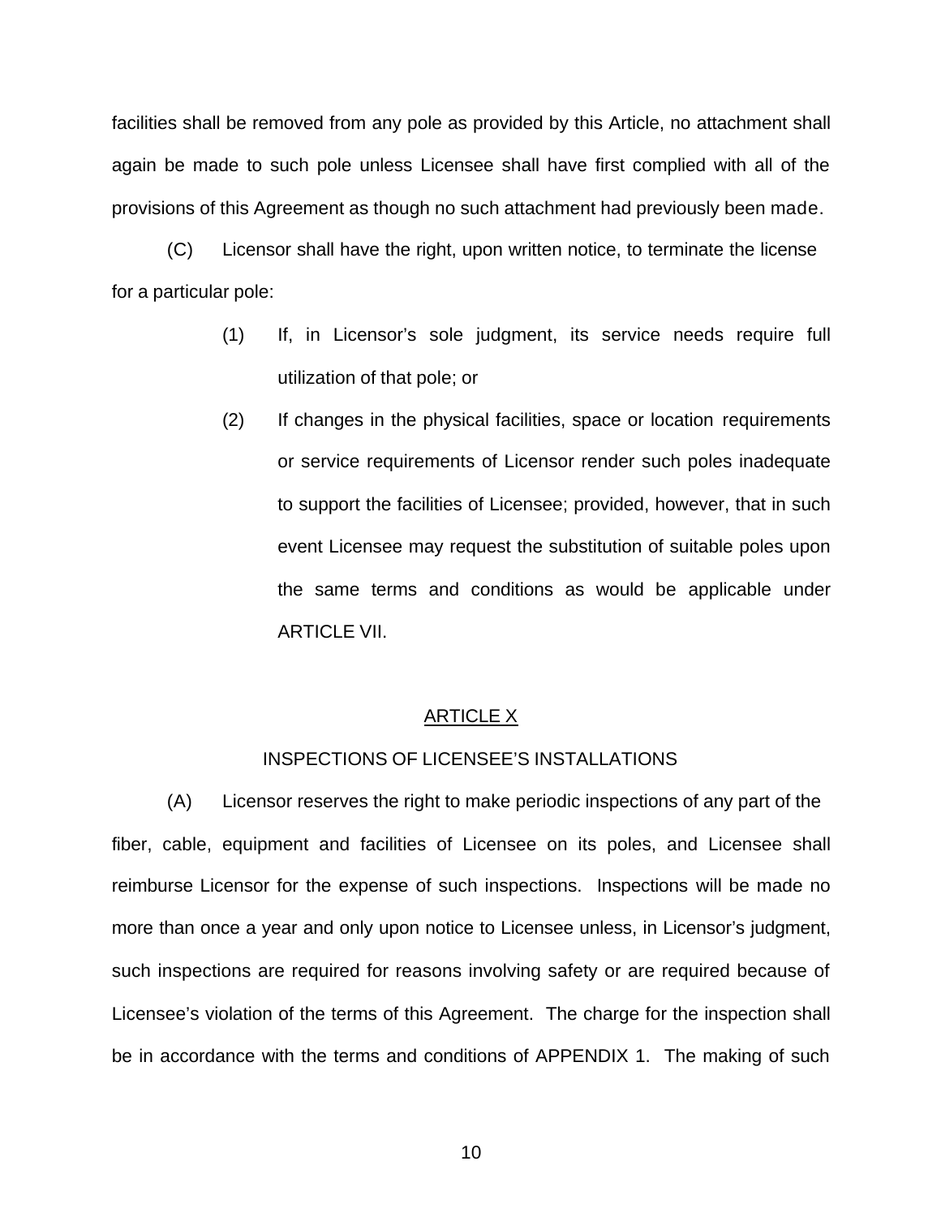facilities shall be removed from any pole as provided by this Article, no attachment shall again be made to such pole unless Licensee shall have first complied with all of the provisions of this Agreement as though no such attachment had previously been made.

(C) Licensor shall have the right, upon written notice, to terminate the license for a particular pole:

(1) If, in Licensor's sole judgment, its service needs require full utilization of that pole; or

(2) If changes in the physical facilities, space or location requirements or service requirements of Licensor render such poles inadequate to support the facilities of Licensee; provided, however, that in such event Licensee may request the substitution of suitable poles upon the same terms and conditions as would be applicable under ARTICLE VII.

## ARTICLE X

### INSPECTIONS OF LICENSEE'S INSTALLATIONS

(A) Licensor reserves the right to make periodic inspections of any part of the fiber, cable, equipment and facilities of Licensee on its poles, and Licensee shall reimburse Licensor for the expense of such inspections. Inspections will be made no more than once a year and only upon notice to Licensee unless, in Licensor's judgment, such inspections are required for reasons involving safety or are required because of Licensee's violation of the terms of this Agreement. The charge for the inspection shall be in accordance with the terms and conditions of APPENDIX 1. The making of such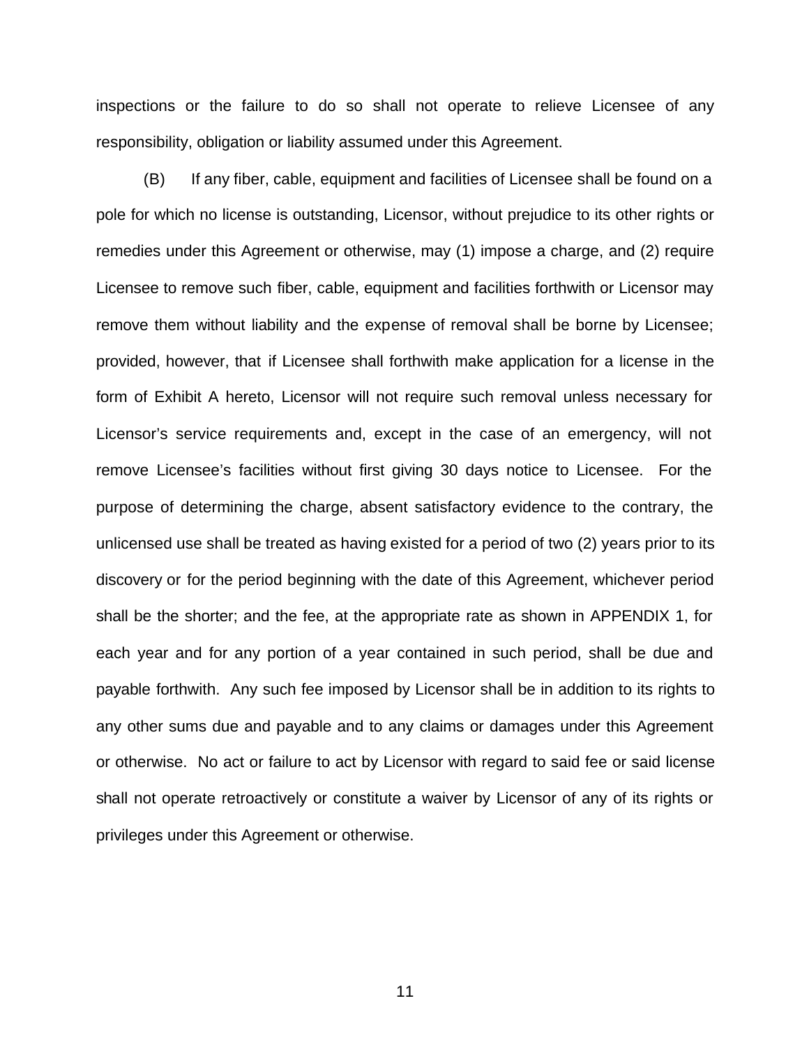inspections or the failure to do so shall not operate to relieve Licensee of any responsibility, obligation or liability assumed under this Agreement.

(B) If any fiber, cable, equipment and facilities of Licensee shall be found on a pole for which no license is outstanding, Licensor, without prejudice to its other rights or remedies under this Agreement or otherwise, may (1) impose a charge, and (2) require Licensee to remove such fiber, cable, equipment and facilities forthwith or Licensor may remove them without liability and the expense of removal shall be borne by Licensee; provided, however, that if Licensee shall forthwith make application for a license in the form of Exhibit A hereto, Licensor will not require such removal unless necessary for Licensor's service requirements and, except in the case of an emergency, will not remove Licensee's facilities without first giving 30 days notice to Licensee. For the purpose of determining the charge, absent satisfactory evidence to the contrary, the unlicensed use shall be treated as having existed for a period of two (2) years prior to its discovery or for the period beginning with the date of this Agreement, whichever period shall be the shorter; and the fee, at the appropriate rate as shown in APPENDIX 1, for each year and for any portion of a year contained in such period, shall be due and payable forthwith. Any such fee imposed by Licensor shall be in addition to its rights to any other sums due and payable and to any claims or damages under this Agreement or otherwise. No act or failure to act by Licensor with regard to said fee or said license shall not operate retroactively or constitute a waiver by Licensor of any of its rights or privileges under this Agreement or otherwise.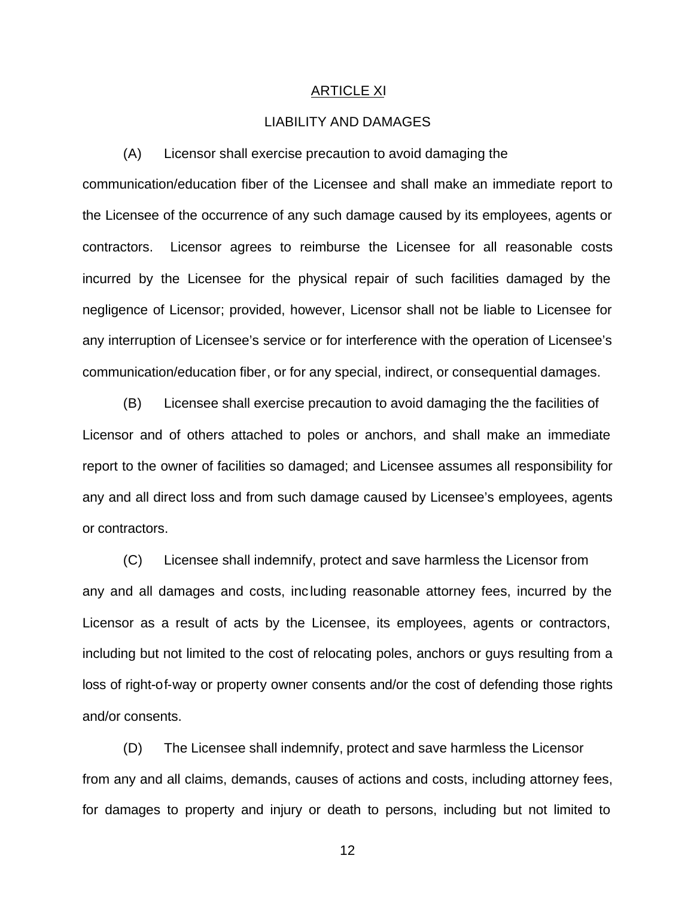## ARTICLE XI

## LIABILITY AND DAMAGES

(A) Licensor shall exercise precaution to avoid damaging the communication/education fiber of the Licensee and shall make an immediate report to the Licensee of the occurrence of any such damage caused by its employees, agents or contractors. Licensor agrees to reimburse the Licensee for all reasonable costs incurred by the Licensee for the physical repair of such facilities damaged by the negligence of Licensor; provided, however, Licensor shall not be liable to Licensee for any interruption of Licensee's service or for interference with the operation of Licensee's communication/education fiber, or for any special, indirect, or consequential damages.

(B) Licensee shall exercise precaution to avoid damaging the the facilities of Licensor and of others attached to poles or anchors, and shall make an immediate report to the owner of facilities so damaged; and Licensee assumes all responsibility for any and all direct loss and from such damage caused by Licensee's employees, agents or contractors.

(C) Licensee shall indemnify, protect and save harmless the Licensor from any and all damages and costs, including reasonable attorney fees, incurred by the Licensor as a result of acts by the Licensee, its employees, agents or contractors, including but not limited to the cost of relocating poles, anchors or guys resulting from a loss of right-of-way or property owner consents and/or the cost of defending those rights and/or consents.

(D) The Licensee shall indemnify, protect and save harmless the Licensor from any and all claims, demands, causes of actions and costs, including attorney fees, for damages to property and injury or death to persons, including but not limited to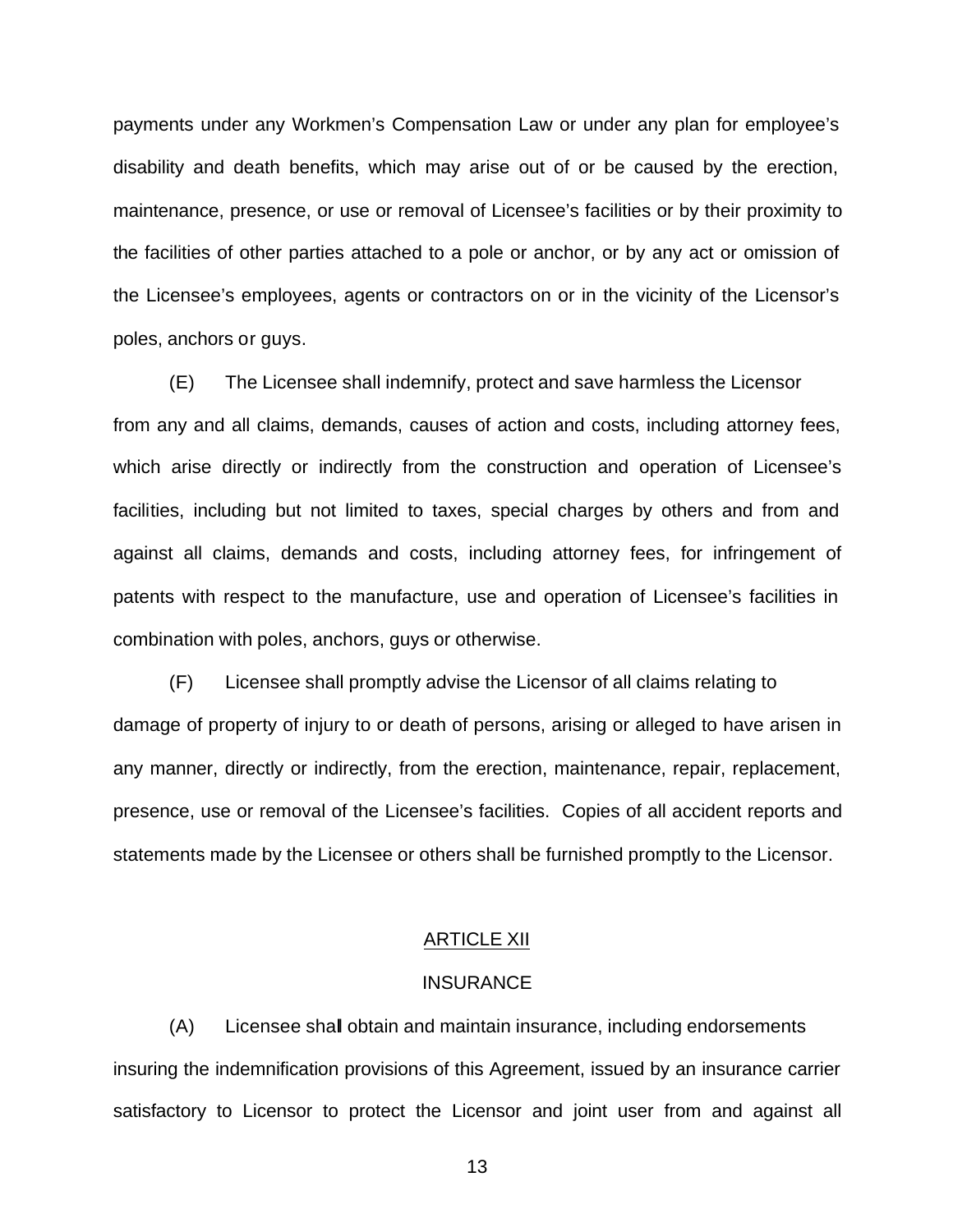payments under any Workmen's Compensation Law or under any plan for employee's disability and death benefits, which may arise out of or be caused by the erection, maintenance, presence, or use or removal of Licensee's facilities or by their proximity to the facilities of other parties attached to a pole or anchor, or by any act or omission of the Licensee's employees, agents or contractors on or in the vicinity of the Licensor's poles, anchors or guys.

(E) The Licensee shall indemnify, protect and save harmless the Licensor from any and all claims, demands, causes of action and costs, including attorney fees, which arise directly or indirectly from the construction and operation of Licensee's facilities, including but not limited to taxes, special charges by others and from and against all claims, demands and costs, including attorney fees, for infringement of patents with respect to the manufacture, use and operation of Licensee's facilities in combination with poles, anchors, guys or otherwise.

(F) Licensee shall promptly advise the Licensor of all claims relating to damage of property of injury to or death of persons, arising or alleged to have arisen in any manner, directly or indirectly, from the erection, maintenance, repair, replacement, presence, use or removal of the Licensee's facilities. Copies of all accident reports and statements made by the Licensee or others shall be furnished promptly to the Licensor.

## ARTICLE XII

## INSURANCE

(A) Licensee shall obtain and maintain insurance, including endorsements insuring the indemnification provisions of this Agreement, issued by an insurance carrier satisfactory to Licensor to protect the Licensor and joint user from and against all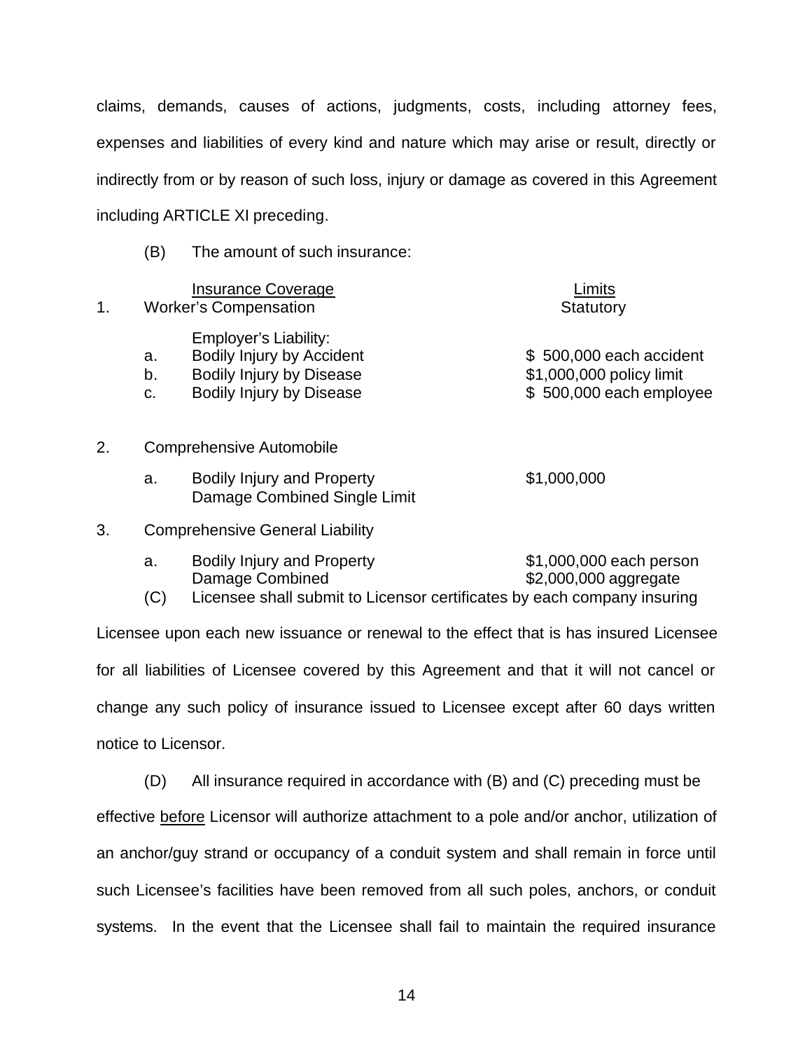claims, demands, causes of actions, judgments, costs, including attorney fees, expenses and liabilities of every kind and nature which may arise or result, directly or indirectly from or by reason of such loss, injury or damage as covered in this Agreement including ARTICLE XI preceding.

(B) The amount of such insurance:

| | | Insurance Coverage | Limits |
|---|---|---|---|
| 1. | | Worker's Compensation | Statutory |
| | | Employer's Liability: | |
| | a. | Bodily Injury by Accident | \$ 500,000 each accident |
| | b. | Bodily Injury by Disease | \$1,000,000 policy limit |
| | c. | Bodily Injury by Disease | \$ 500,000 each employee |
| 2. | | Comprehensive Automobile | |
| | a. | Bodily Injury and Property Damage Combined Single Limit | \$1,000,000 |
| 3. | | Comprehensive General Liability | |
| | a. | Bodily Injury and Property Damage Combined | \$1,000,000 each person<br>\$2,000,000 aggregate |

(C) Licensee shall submit to Licensor certificates by each company insuring Licensee upon each new issuance or renewal to the effect that is has insured Licensee for all liabilities of Licensee covered by this Agreement and that it will not cancel or change any such policy of insurance issued to Licensee except after 60 days written notice to Licensor.

(D) All insurance required in accordance with (B) and (C) preceding must be effective <u>before</u> Licensor will authorize attachment to a pole and/or anchor, utilization of an anchor/guy strand or occupancy of a conduit system and shall remain in force until such Licensee's facilities have been removed from all such poles, anchors, or conduit systems. In the event that the Licensee shall fail to maintain the required insurance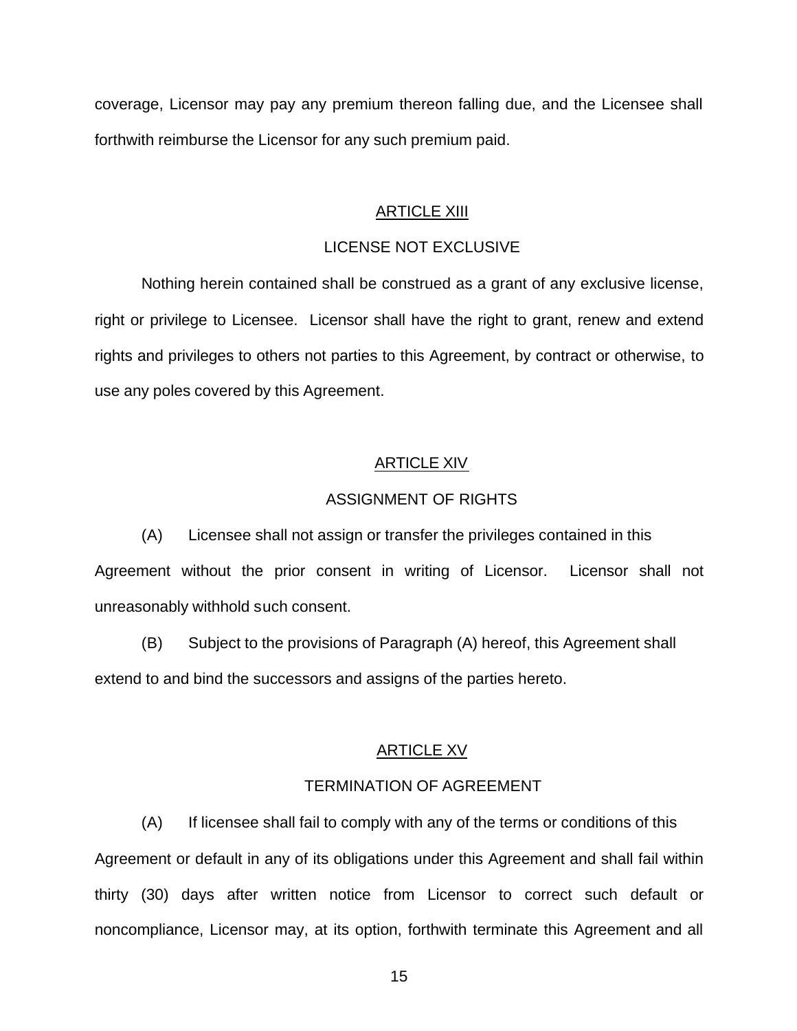coverage, Licensor may pay any premium thereon falling due, and the Licensee shall forthwith reimburse the Licensor for any such premium paid.

## ARTICLE XIII

### LICENSE NOT EXCLUSIVE

Nothing herein contained shall be construed as a grant of any exclusive license, right or privilege to Licensee. Licensor shall have the right to grant, renew and extend rights and privileges to others not parties to this Agreement, by contract or otherwise, to use any poles covered by this Agreement.

## ARTICLE XIV

### ASSIGNMENT OF RIGHTS

(A) Licensee shall not assign or transfer the privileges contained in this Agreement without the prior consent in writing of Licensor. Licensor shall not unreasonably withhold such consent.

(B) Subject to the provisions of Paragraph (A) hereof, this Agreement shall extend to and bind the successors and assigns of the parties hereto.

## ARTICLE XV

### TERMINATION OF AGREEMENT

(A) If licensee shall fail to comply with any of the terms or conditions of this Agreement or default in any of its obligations under this Agreement and shall fail within thirty (30) days after written notice from Licensor to correct such default or noncompliance, Licensor may, at its option, forthwith terminate this Agreement and all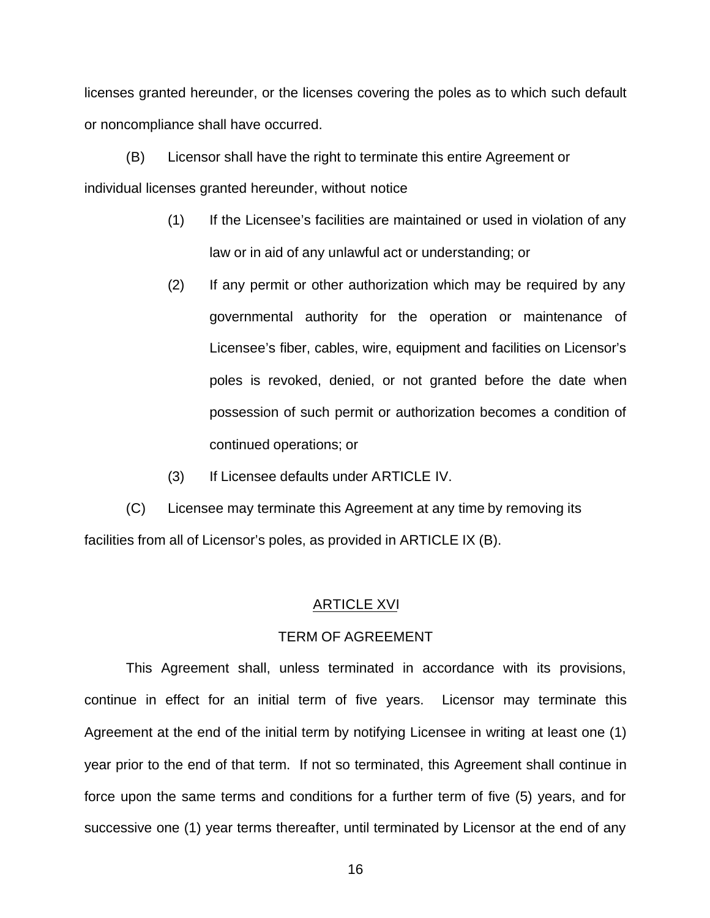licenses granted hereunder, or the licenses covering the poles as to which such default or noncompliance shall have occurred.

(B) Licensor shall have the right to terminate this entire Agreement or individual licenses granted hereunder, without notice

> (1) If the Licensee's facilities are maintained or used in violation of any law or in aid of any unlawful act or understanding; or
>
> (2) If any permit or other authorization which may be required by any governmental authority for the operation or maintenance of Licensee's fiber, cables, wire, equipment and facilities on Licensor's poles is revoked, denied, or not granted before the date when possession of such permit or authorization becomes a condition of continued operations; or
>
> (3) If Licensee defaults under ARTICLE IV.

(C) Licensee may terminate this Agreement at any time by removing its facilities from all of Licensor's poles, as provided in ARTICLE IX (B).

## ARTICLE XVI

## TERM OF AGREEMENT

This Agreement shall, unless terminated in accordance with its provisions, continue in effect for an initial term of five years. Licensor may terminate this Agreement at the end of the initial term by notifying Licensee in writing at least one (1) year prior to the end of that term. If not so terminated, this Agreement shall continue in force upon the same terms and conditions for a further term of five (5) years, and for successive one (1) year terms thereafter, until terminated by Licensor at the end of any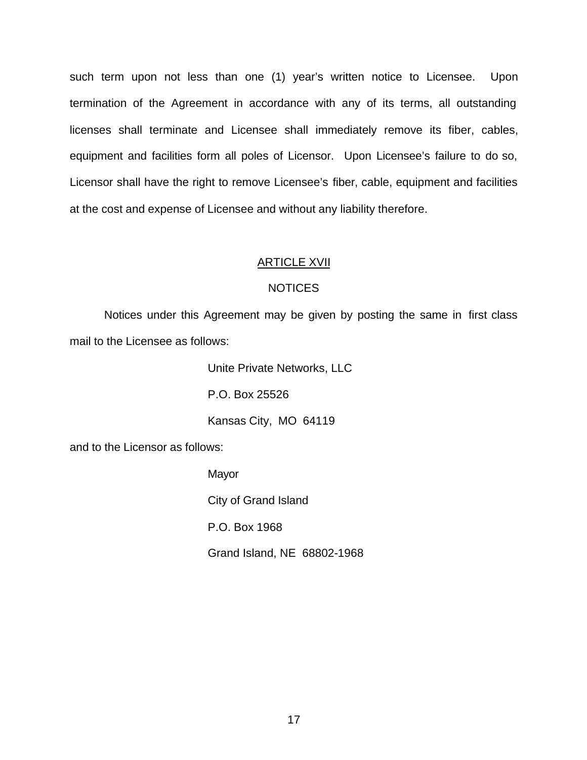such term upon not less than one (1) year's written notice to Licensee. Upon termination of the Agreement in accordance with any of its terms, all outstanding licenses shall terminate and Licensee shall immediately remove its fiber, cables, equipment and facilities form all poles of Licensor. Upon Licensee's failure to do so, Licensor shall have the right to remove Licensee's fiber, cable, equipment and facilities at the cost and expense of Licensee and without any liability therefore.

## ARTICLE XVII

## NOTICES

Notices under this Agreement may be given by posting the same in first class mail to the Licensee as follows:

> Unite Private Networks, LLC
>
> P.O. Box 25526
>
> Kansas City, MO 64119

and to the Licensor as follows:

> Mayor
>
> City of Grand Island
>
> P.O. Box 1968
>
> Grand Island, NE 68802-1968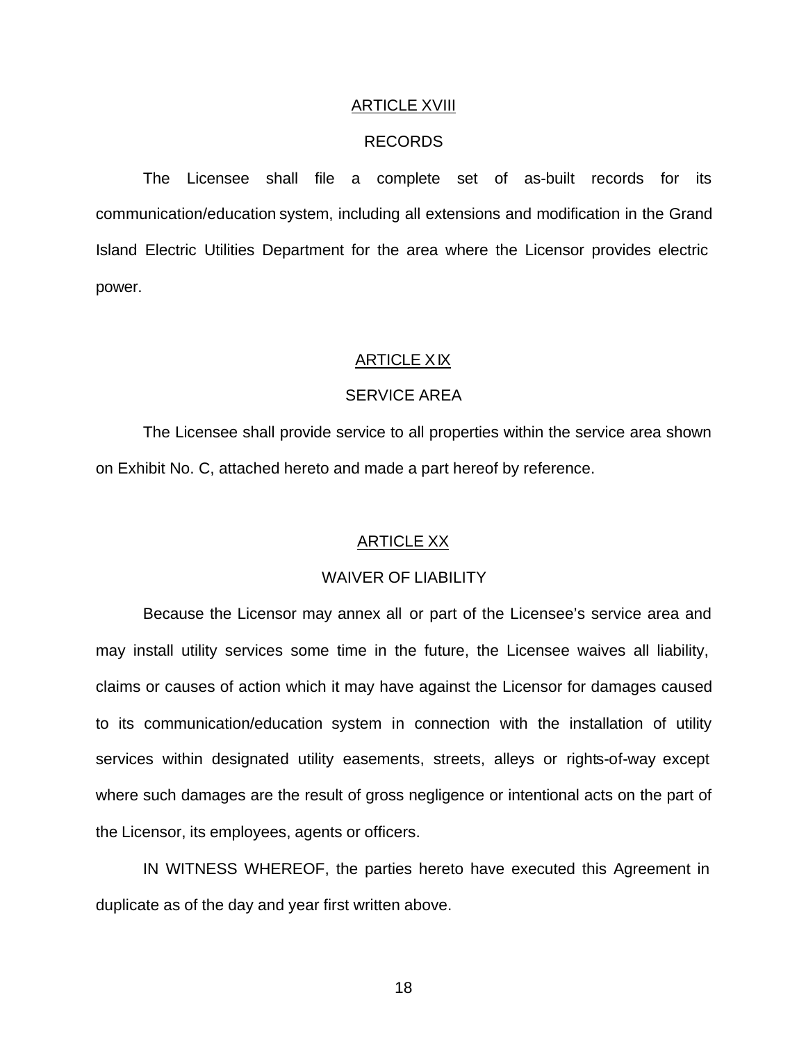## ARTICLE XVIII

### RECORDS

The Licensee shall file a complete set of as-built records for its communication/education system, including all extensions and modification in the Grand Island Electric Utilities Department for the area where the Licensor provides electric power.

## ARTICLE XIX

### SERVICE AREA

The Licensee shall provide service to all properties within the service area shown on Exhibit No. C, attached hereto and made a part hereof by reference.

## ARTICLE XX

### WAIVER OF LIABILITY

Because the Licensor may annex all or part of the Licensee's service area and may install utility services some time in the future, the Licensee waives all liability, claims or causes of action which it may have against the Licensor for damages caused to its communication/education system in connection with the installation of utility services within designated utility easements, streets, alleys or rights-of-way except where such damages are the result of gross negligence or intentional acts on the part of the Licensor, its employees, agents or officers.

IN WITNESS WHEREOF, the parties hereto have executed this Agreement in duplicate as of the day and year first written above.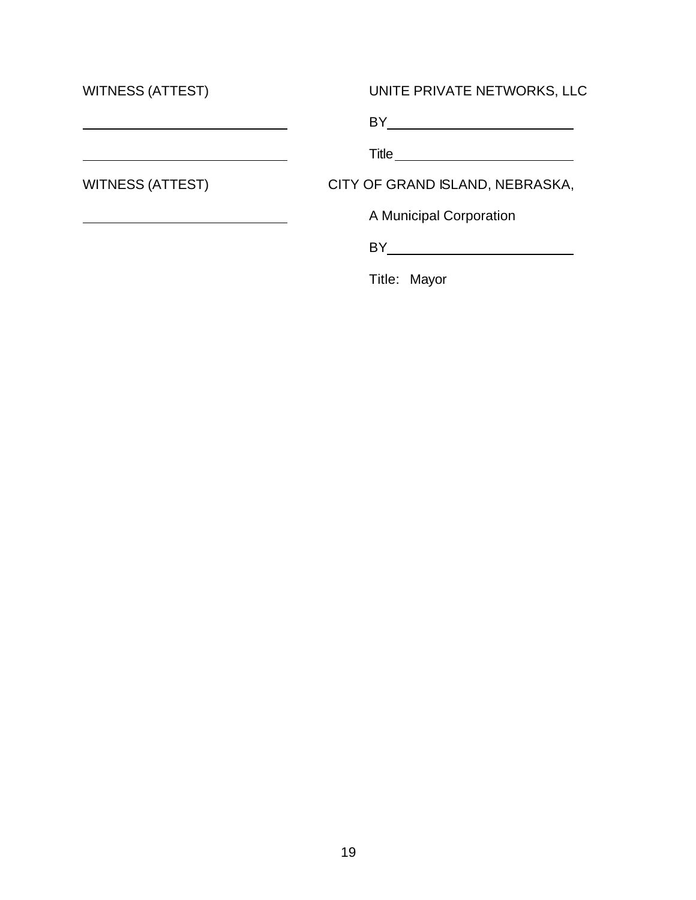WITNESS (ATTEST)

\_\_\_\_\_\_\_\_\_\_\_\_\_\_\_\_\_\_\_\_\_\_\_\_\_\_\_\_

\_\_\_\_\_\_\_\_\_\_\_\_\_\_\_\_\_\_\_\_\_\_\_\_\_\_\_\_

UNITE PRIVATE NETWORKS, LLC

BY\_\_\_\_\_\_\_\_\_\_\_\_\_\_\_\_\_\_\_\_\_\_\_\_\_\_

Title\_\_\_\_\_\_\_\_\_\_\_\_\_\_\_\_\_\_\_\_\_\_\_\_\_

WITNESS (ATTEST)

\_\_\_\_\_\_\_\_\_\_\_\_\_\_\_\_\_\_\_\_\_\_\_\_\_\_\_\_

CITY OF GRAND ISLAND, NEBRASKA,

A Municipal Corporation

BY\_\_\_\_\_\_\_\_\_\_\_\_\_\_\_\_\_\_\_\_\_\_\_\_\_\_

Title: Mayor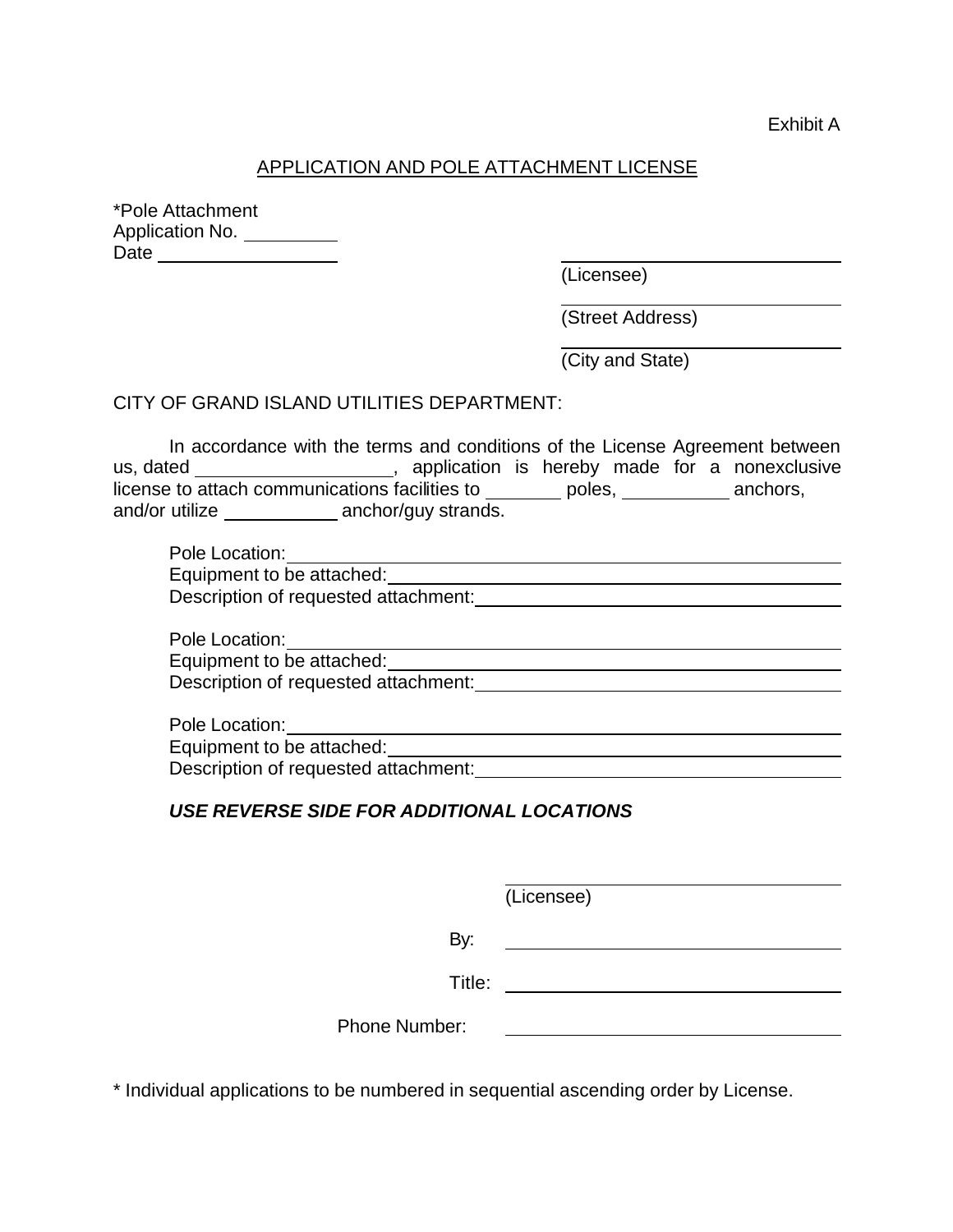Exhibit A

# APPLICATION AND POLE ATTACHMENT LICENSE

*Pole Attachment
Application No. __________
Date ____________________

______________________________
(Licensee)

______________________________
(Street Address)

______________________________
(City and State)

CITY OF GRAND ISLAND UTILITIES DEPARTMENT:

In accordance with the terms and conditions of the License Agreement between us, dated ____________________, application is hereby made for a nonexclusive license to attach communications facilities to ________ poles, ___________ anchors, and/or utilize ____________ anchor/guy strands.

Pole Location: ______________________________________________
Equipment to be attached: ______________________________________
Description of requested attachment: _____________________________

Pole Location: ______________________________________________
Equipment to be attached: ______________________________________
Description of requested attachment: _____________________________

Pole Location: ______________________________________________
Equipment to be attached: ______________________________________
Description of requested attachment: _____________________________

***USE REVERSE SIDE FOR ADDITIONAL LOCATIONS***

______________________________
(Licensee)

By: ______________________________

Title: ______________________________

Phone Number: ______________________________

* Individual applications to be numbered in sequential ascending order by License.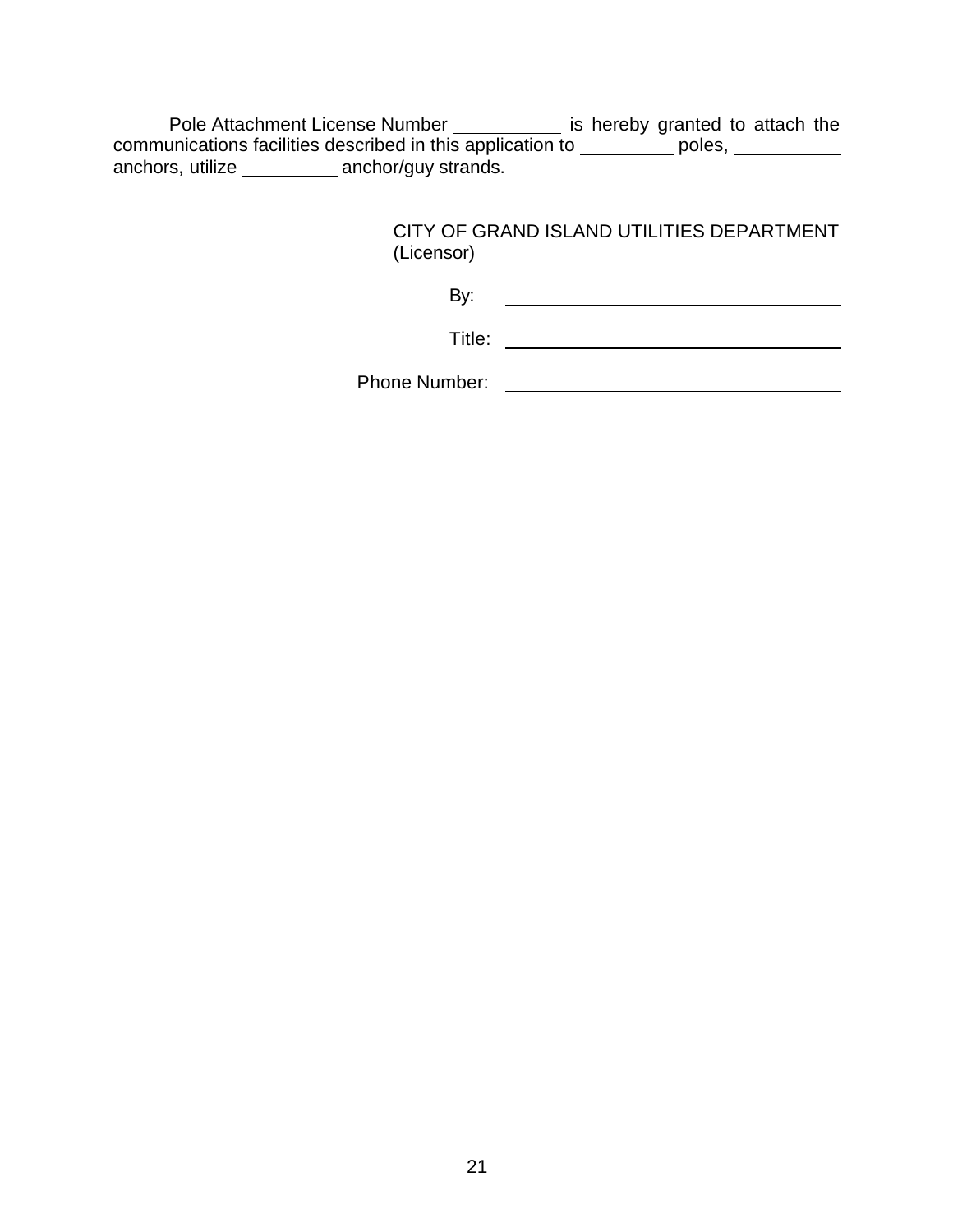Pole Attachment License Number __________ is hereby granted to attach the communications facilities described in this application to _________ poles, __________ anchors, utilize _________ anchor/guy strands.

CITY OF GRAND ISLAND UTILITIES DEPARTMENT
(Licensor)

By: ________________________________

Title: ________________________________

Phone Number: ________________________________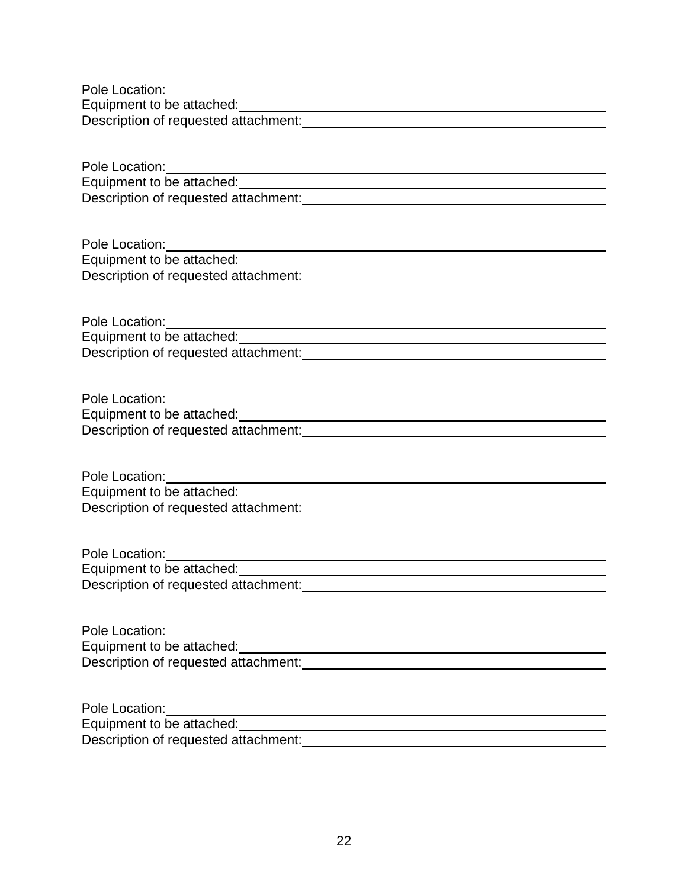Pole Location: ______________________________________________
Equipment to be attached: ______________________________________
Description of requested attachment: _____________________________

Pole Location: ______________________________________________
Equipment to be attached: ______________________________________
Description of requested attachment: _____________________________

Pole Location: ______________________________________________
Equipment to be attached: ______________________________________
Description of requested attachment: _____________________________

Pole Location: ______________________________________________
Equipment to be attached: ______________________________________
Description of requested attachment: _____________________________

Pole Location: ______________________________________________
Equipment to be attached: ______________________________________
Description of requested attachment: _____________________________

Pole Location: ______________________________________________
Equipment to be attached: ______________________________________
Description of requested attachment: _____________________________

Pole Location: ______________________________________________
Equipment to be attached: ______________________________________
Description of requested attachment: _____________________________

Pole Location: ______________________________________________
Equipment to be attached: ______________________________________
Description of requested attachment: _____________________________

Pole Location: ______________________________________________
Equipment to be attached: ______________________________________
Description of requested attachment: _____________________________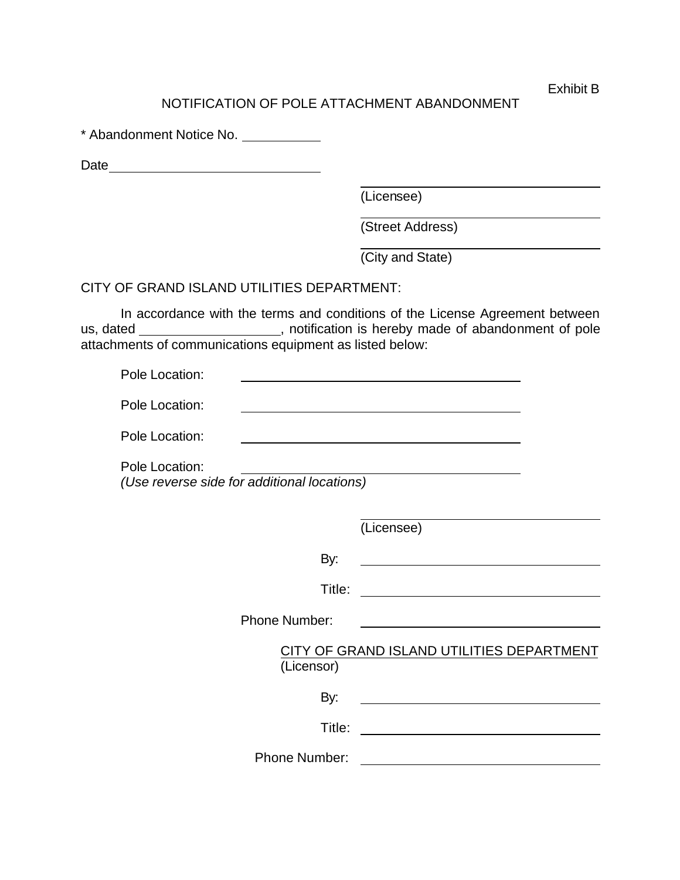Exhibit B

NOTIFICATION OF POLE ATTACHMENT ABANDONMENT

* Abandonment Notice No. ___________

Date ______________________________

______________________________
(Licensee)

______________________________
(Street Address)

______________________________
(City and State)

CITY OF GRAND ISLAND UTILITIES DEPARTMENT:

In accordance with the terms and conditions of the License Agreement between us, dated ___________________, notification is hereby made of abandonment of pole attachments of communications equipment as listed below:

Pole Location: ______________________________

Pole Location: ______________________________

Pole Location: ______________________________

Pole Location: ______________________________

*(Use reverse side for additional locations)*

______________________________
(Licensee)

By: ______________________________

Title: ______________________________

Phone Number: ______________________________

CITY OF GRAND ISLAND UTILITIES DEPARTMENT
(Licensor)

By: ______________________________

Title: ______________________________

Phone Number: ______________________________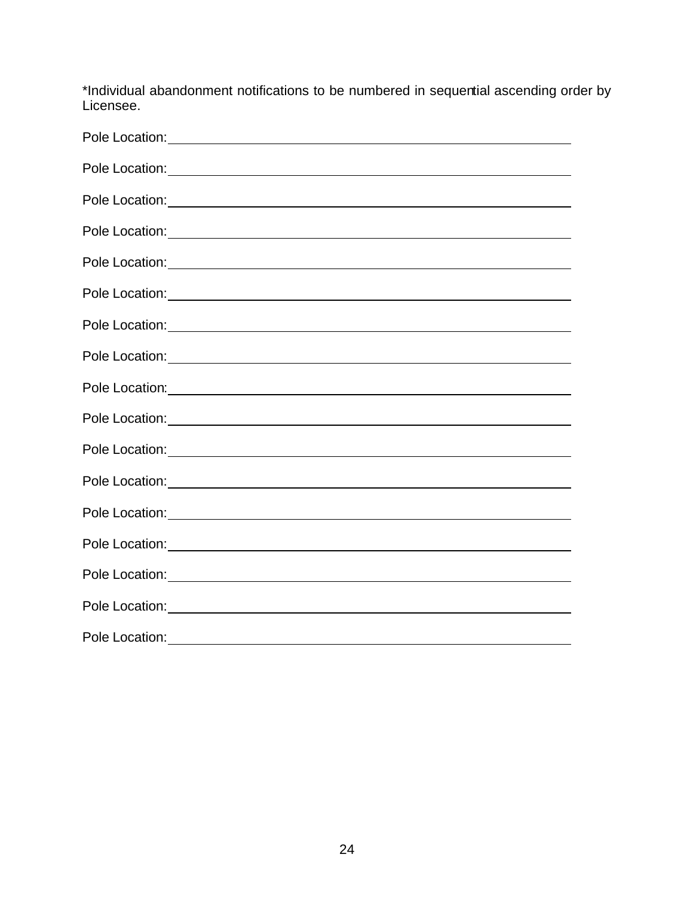*Individual abandonment notifications to be numbered in sequential ascending order by Licensee.

Pole Location: ______________________________________________

Pole Location: ______________________________________________

Pole Location: ______________________________________________

Pole Location: ______________________________________________

Pole Location: ______________________________________________

Pole Location: ______________________________________________

Pole Location: ______________________________________________

Pole Location: ______________________________________________

Pole Location: ______________________________________________

Pole Location: ______________________________________________

Pole Location: ______________________________________________

Pole Location: ______________________________________________

Pole Location: ______________________________________________

Pole Location: ______________________________________________

Pole Location: ______________________________________________

Pole Location: ______________________________________________

Pole Location: ______________________________________________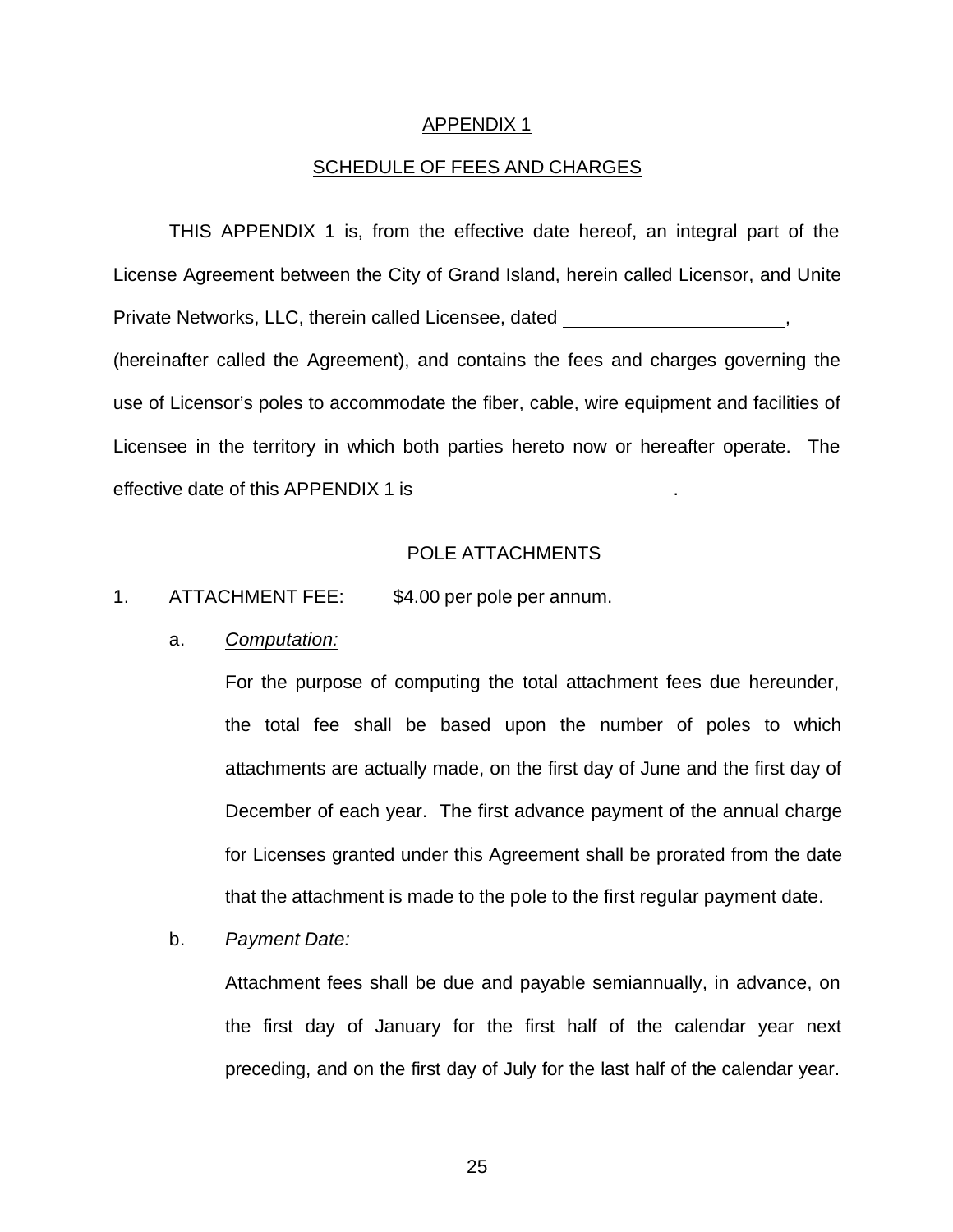APPENDIX 1

SCHEDULE OF FEES AND CHARGES

THIS APPENDIX 1 is, from the effective date hereof, an integral part of the License Agreement between the City of Grand Island, herein called Licensor, and Unite Private Networks, LLC, therein called Licensee, dated ______________________, (hereinafter called the Agreement), and contains the fees and charges governing the use of Licensor's poles to accommodate the fiber, cable, wire equipment and facilities of Licensee in the territory in which both parties hereto now or hereafter operate. The effective date of this APPENDIX 1 is _________________________.

POLE ATTACHMENTS

1. ATTACHMENT FEE: $4.00 per pole per annum.

   a. *Computation:*

      For the purpose of computing the total attachment fees due hereunder, the total fee shall be based upon the number of poles to which attachments are actually made, on the first day of June and the first day of December of each year. The first advance payment of the annual charge for Licenses granted under this Agreement shall be prorated from the date that the attachment is made to the pole to the first regular payment date.

   b. *Payment Date:*

      Attachment fees shall be due and payable semiannually, in advance, on the first day of January for the first half of the calendar year next preceding, and on the first day of July for the last half of the calendar year.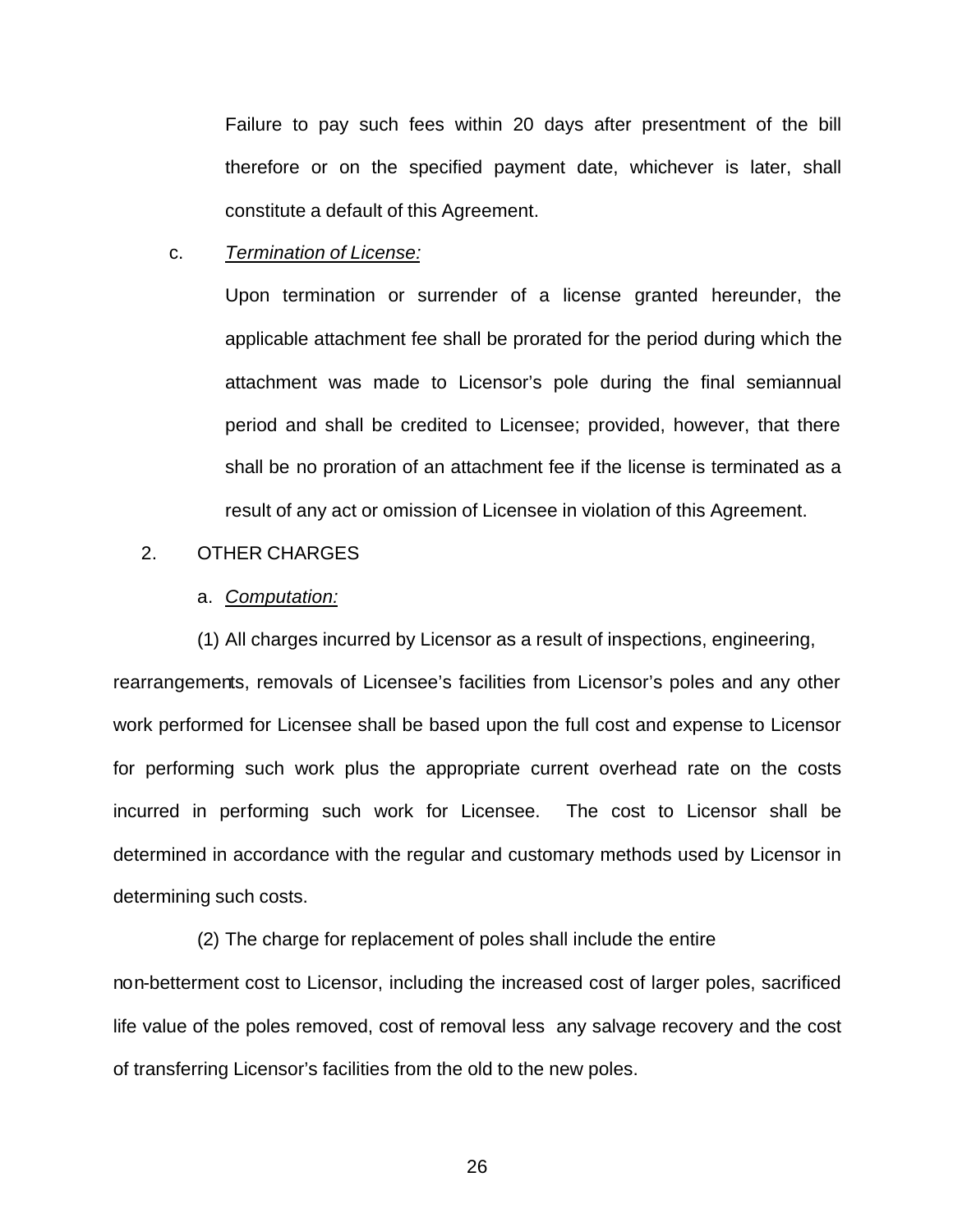Failure to pay such fees within 20 days after presentment of the bill therefore or on the specified payment date, whichever is later, shall constitute a default of this Agreement.

c. *Termination of License:*

Upon termination or surrender of a license granted hereunder, the applicable attachment fee shall be prorated for the period during which the attachment was made to Licensor's pole during the final semiannual period and shall be credited to Licensee; provided, however, that there shall be no proration of an attachment fee if the license is terminated as a result of any act or omission of Licensee in violation of this Agreement.

2. OTHER CHARGES

a. *Computation:*

(1) All charges incurred by Licensor as a result of inspections, engineering, rearrangements, removals of Licensee's facilities from Licensor's poles and any other work performed for Licensee shall be based upon the full cost and expense to Licensor for performing such work plus the appropriate current overhead rate on the costs incurred in performing such work for Licensee. The cost to Licensor shall be determined in accordance with the regular and customary methods used by Licensor in determining such costs.

(2) The charge for replacement of poles shall include the entire non-betterment cost to Licensor, including the increased cost of larger poles, sacrificed life value of the poles removed, cost of removal less any salvage recovery and the cost of transferring Licensor's facilities from the old to the new poles.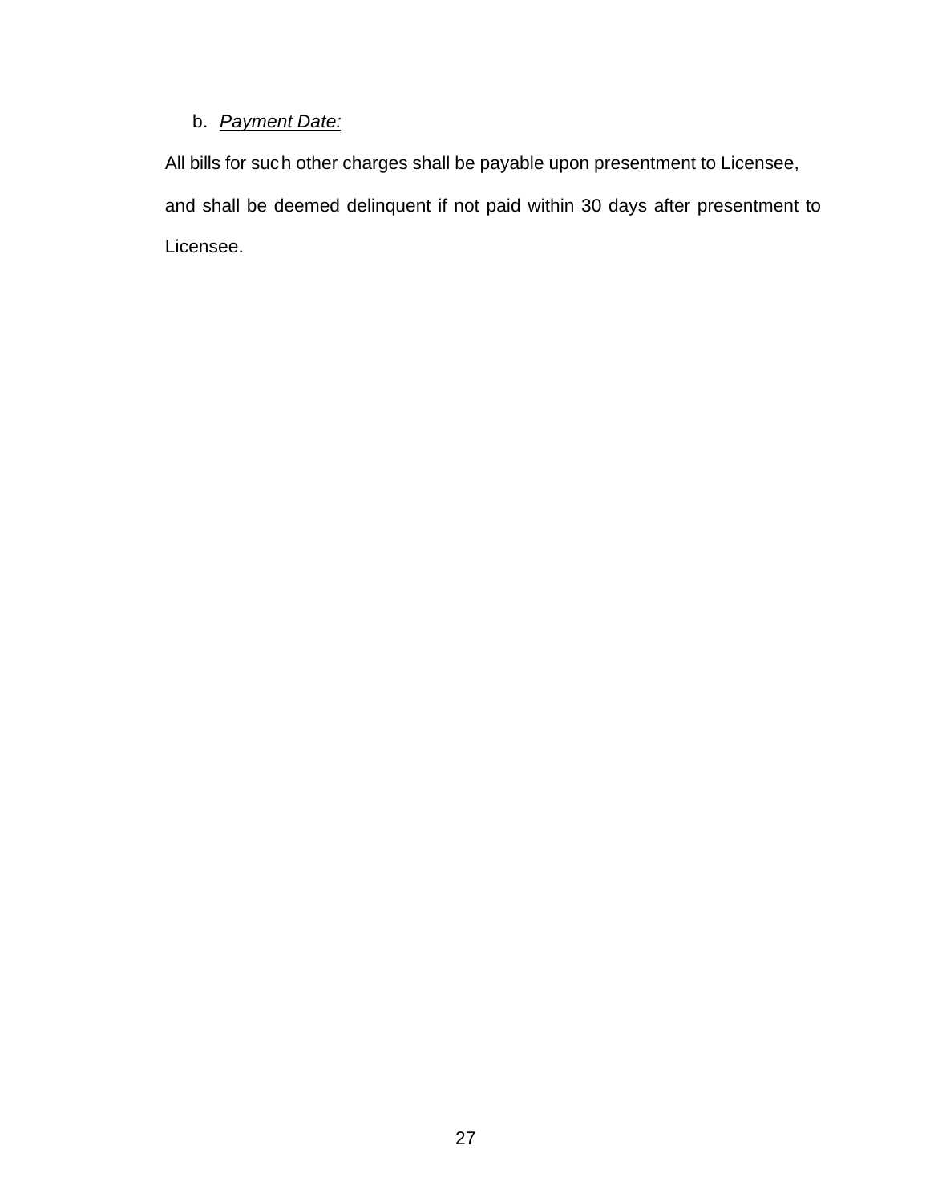b. *Payment Date:*

All bills for such other charges shall be payable upon presentment to Licensee, and shall be deemed delinquent if not paid within 30 days after presentment to Licensee.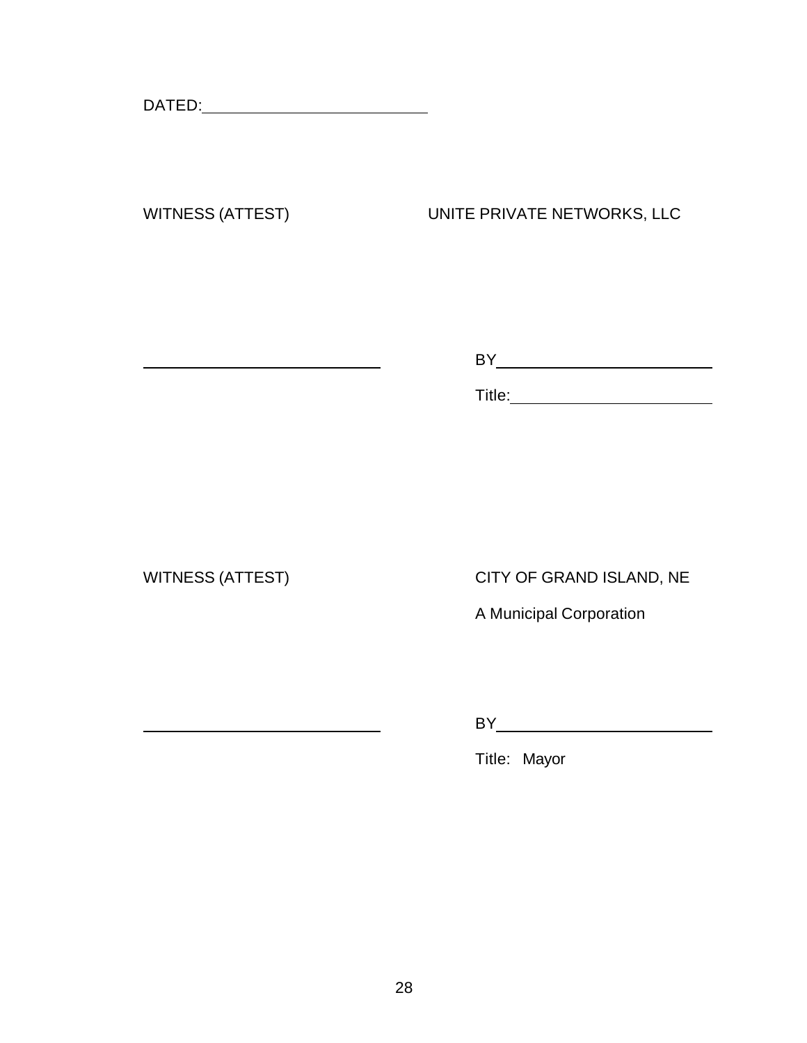DATED:\_\_\_\_\_\_\_\_\_\_\_\_\_\_\_\_\_\_\_\_\_\_\_\_

WITNESS (ATTEST) UNITE PRIVATE NETWORKS, LLC

\_\_\_\_\_\_\_\_\_\_\_\_\_\_\_\_\_\_\_\_\_\_\_\_\_\_ BY\_\_\_\_\_\_\_\_\_\_\_\_\_\_\_\_\_\_\_\_\_\_\_\_

Title:\_\_\_\_\_\_\_\_\_\_\_\_\_\_\_\_\_\_\_\_\_\_

WITNESS (ATTEST) CITY OF GRAND ISLAND, NE

A Municipal Corporation

\_\_\_\_\_\_\_\_\_\_\_\_\_\_\_\_\_\_\_\_\_\_\_\_\_\_ BY\_\_\_\_\_\_\_\_\_\_\_\_\_\_\_\_\_\_\_\_\_\_\_\_

Title: Mayor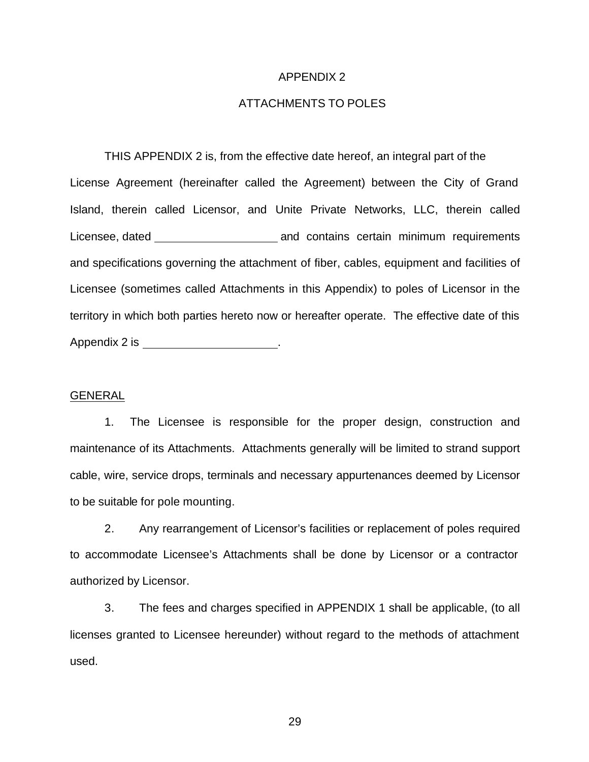# APPENDIX 2

## ATTACHMENTS TO POLES

THIS APPENDIX 2 is, from the effective date hereof, an integral part of the License Agreement (hereinafter called the Agreement) between the City of Grand Island, therein called Licensor, and Unite Private Networks, LLC, therein called Licensee, dated \_\_\_\_\_\_\_\_\_\_\_\_\_\_\_\_\_\_\_\_ and contains certain minimum requirements and specifications governing the attachment of fiber, cables, equipment and facilities of Licensee (sometimes called Attachments in this Appendix) to poles of Licensor in the territory in which both parties hereto now or hereafter operate. The effective date of this Appendix 2 is \_\_\_\_\_\_\_\_\_\_\_\_\_\_\_\_\_\_\_\_\_\_.

<u>GENERAL</u>

1. The Licensee is responsible for the proper design, construction and maintenance of its Attachments. Attachments generally will be limited to strand support cable, wire, service drops, terminals and necessary appurtenances deemed by Licensor to be suitable for pole mounting.

2. Any rearrangement of Licensor's facilities or replacement of poles required to accommodate Licensee's Attachments shall be done by Licensor or a contractor authorized by Licensor.

3. The fees and charges specified in APPENDIX 1 shall be applicable, (to all licenses granted to Licensee hereunder) without regard to the methods of attachment used.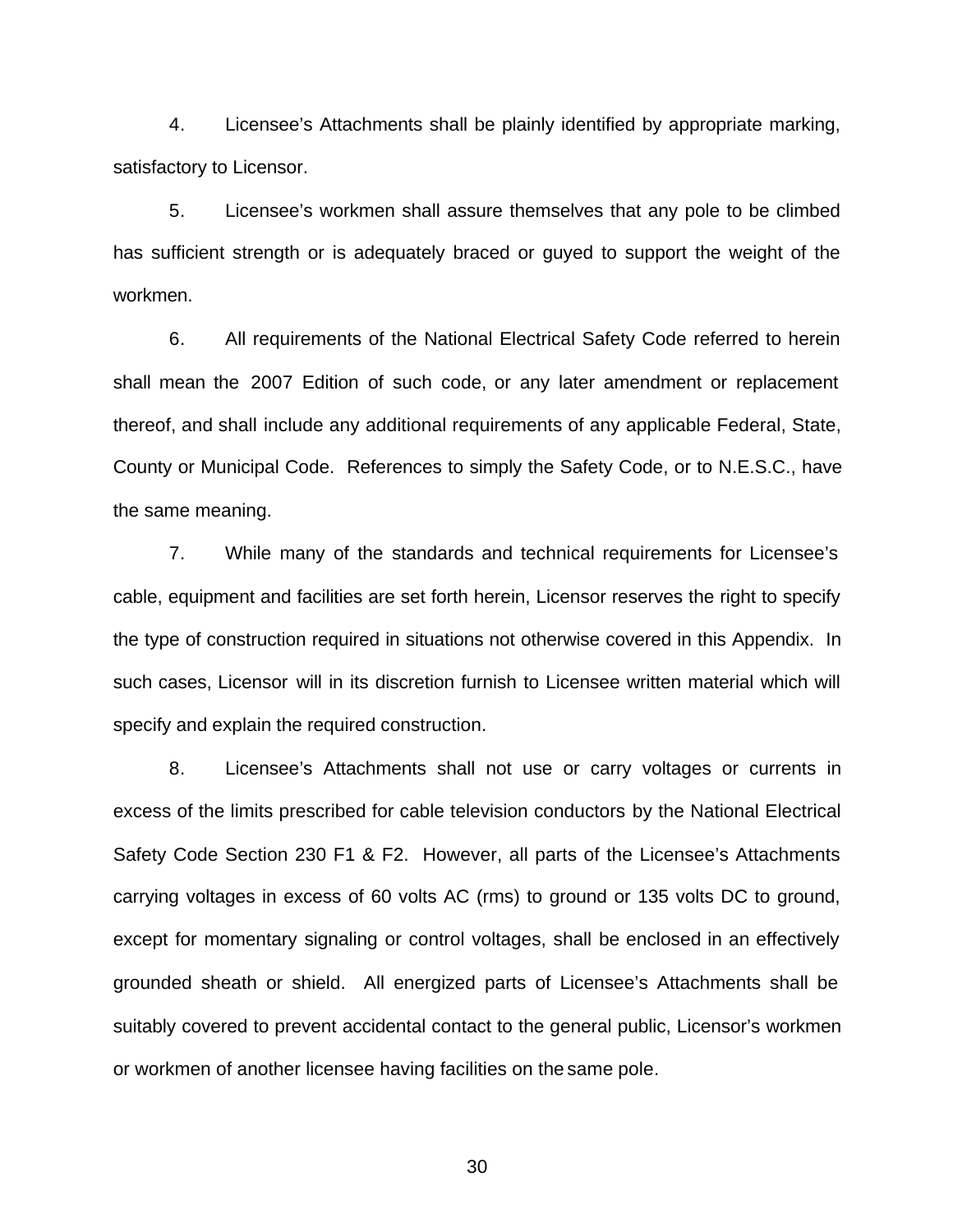4. Licensee's Attachments shall be plainly identified by appropriate marking, satisfactory to Licensor.

5. Licensee's workmen shall assure themselves that any pole to be climbed has sufficient strength or is adequately braced or guyed to support the weight of the workmen.

6. All requirements of the National Electrical Safety Code referred to herein shall mean the 2007 Edition of such code, or any later amendment or replacement thereof, and shall include any additional requirements of any applicable Federal, State, County or Municipal Code. References to simply the Safety Code, or to N.E.S.C., have the same meaning.

7. While many of the standards and technical requirements for Licensee's cable, equipment and facilities are set forth herein, Licensor reserves the right to specify the type of construction required in situations not otherwise covered in this Appendix. In such cases, Licensor will in its discretion furnish to Licensee written material which will specify and explain the required construction.

8. Licensee's Attachments shall not use or carry voltages or currents in excess of the limits prescribed for cable television conductors by the National Electrical Safety Code Section 230 F1 & F2. However, all parts of the Licensee's Attachments carrying voltages in excess of 60 volts AC (rms) to ground or 135 volts DC to ground, except for momentary signaling or control voltages, shall be enclosed in an effectively grounded sheath or shield. All energized parts of Licensee's Attachments shall be suitably covered to prevent accidental contact to the general public, Licensor's workmen or workmen of another licensee having facilities on the same pole.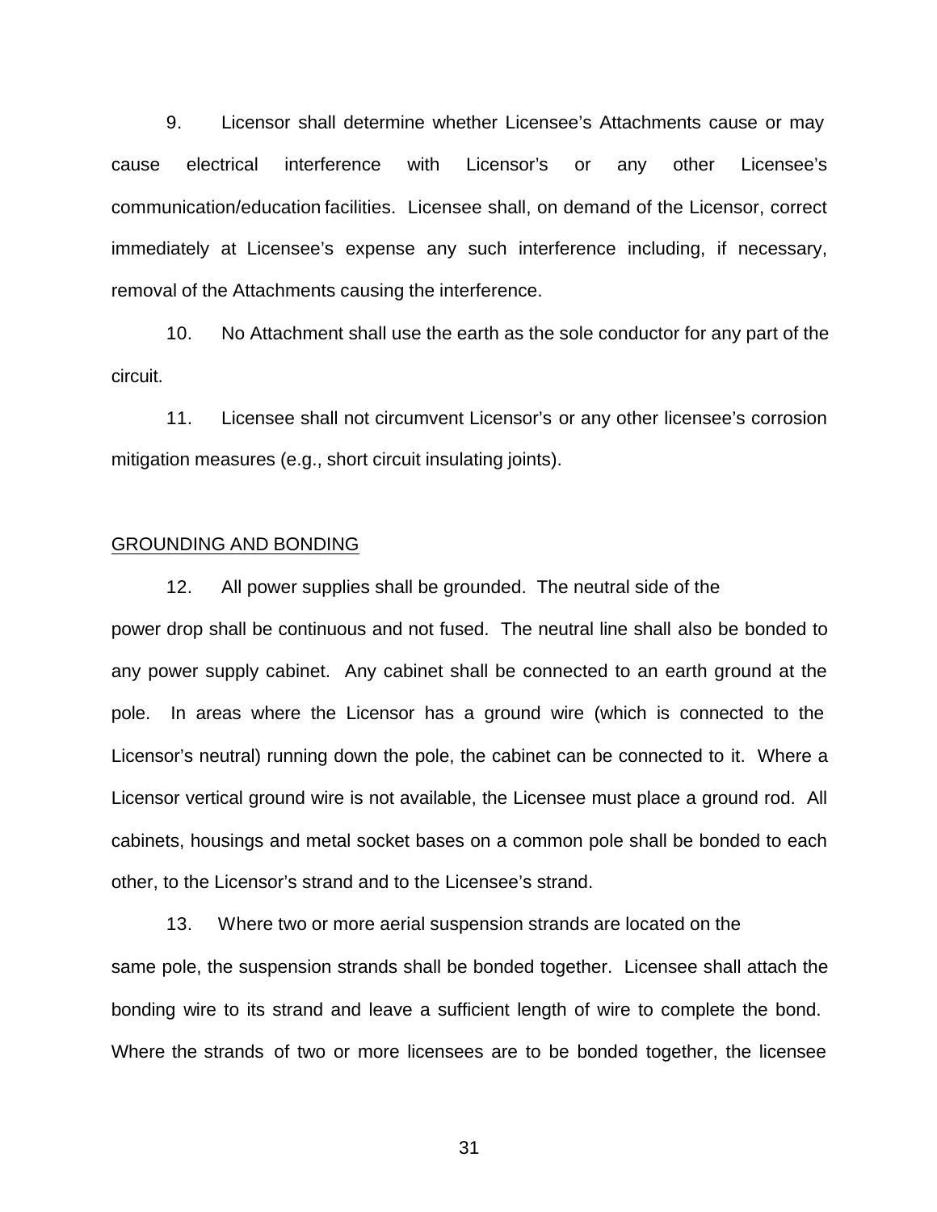9. Licensor shall determine whether Licensee's Attachments cause or may cause electrical interference with Licensor's or any other Licensee's communication/education facilities. Licensee shall, on demand of the Licensor, correct immediately at Licensee's expense any such interference including, if necessary, removal of the Attachments causing the interference.

10. No Attachment shall use the earth as the sole conductor for any part of the circuit.

11. Licensee shall not circumvent Licensor's or any other licensee's corrosion mitigation measures (e.g., short circuit insulating joints).

<u>GROUNDING AND BONDING</u>

12. All power supplies shall be grounded. The neutral side of the power drop shall be continuous and not fused. The neutral line shall also be bonded to any power supply cabinet. Any cabinet shall be connected to an earth ground at the pole. In areas where the Licensor has a ground wire (which is connected to the Licensor's neutral) running down the pole, the cabinet can be connected to it. Where a Licensor vertical ground wire is not available, the Licensee must place a ground rod. All cabinets, housings and metal socket bases on a common pole shall be bonded to each other, to the Licensor's strand and to the Licensee's strand.

13. Where two or more aerial suspension strands are located on the same pole, the suspension strands shall be bonded together. Licensee shall attach the bonding wire to its strand and leave a sufficient length of wire to complete the bond. Where the strands of two or more licensees are to be bonded together, the licensee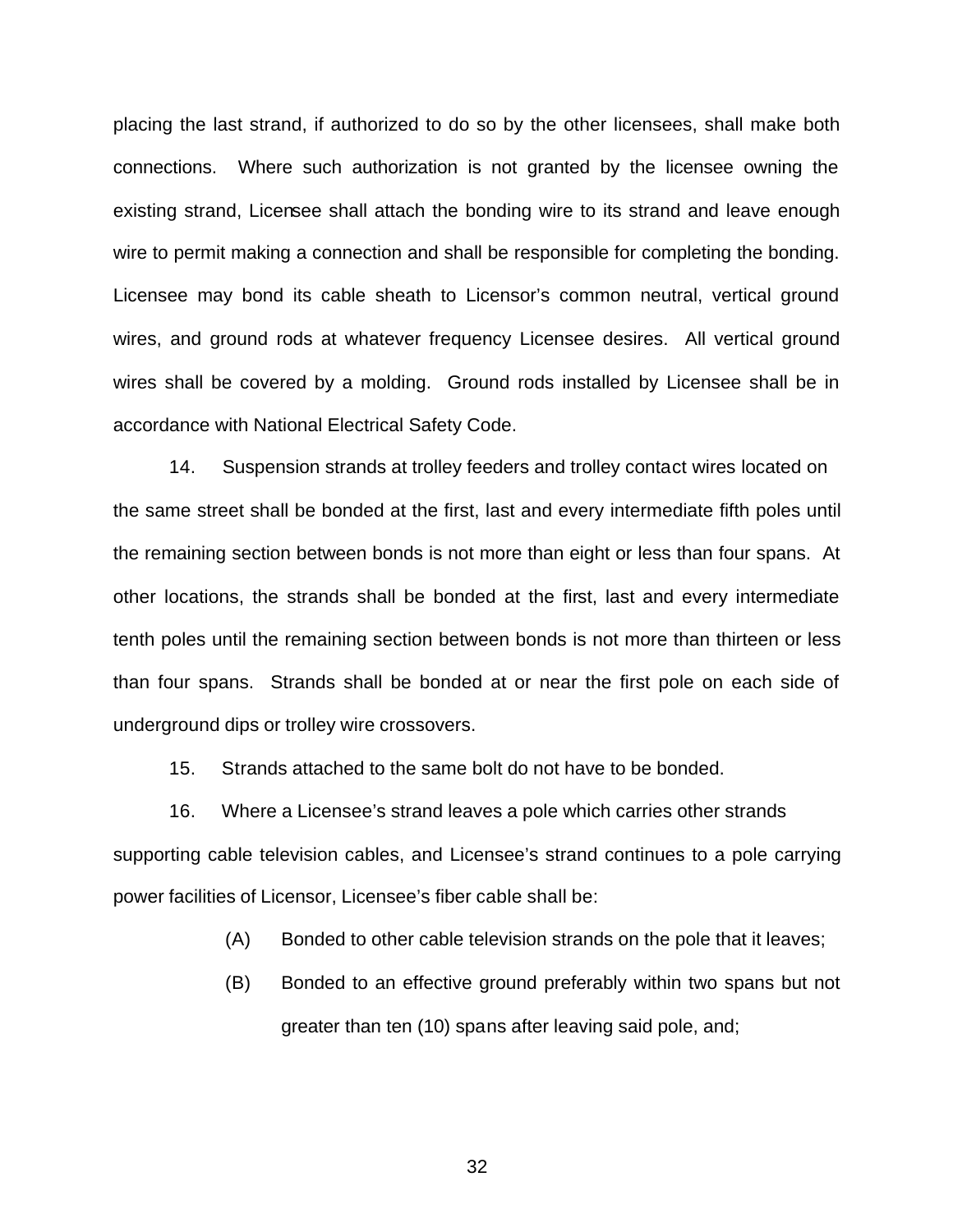placing the last strand, if authorized to do so by the other licensees, shall make both connections. Where such authorization is not granted by the licensee owning the existing strand, Licensee shall attach the bonding wire to its strand and leave enough wire to permit making a connection and shall be responsible for completing the bonding. Licensee may bond its cable sheath to Licensor's common neutral, vertical ground wires, and ground rods at whatever frequency Licensee desires. All vertical ground wires shall be covered by a molding. Ground rods installed by Licensee shall be in accordance with National Electrical Safety Code.

14. Suspension strands at trolley feeders and trolley contact wires located on the same street shall be bonded at the first, last and every intermediate fifth poles until the remaining section between bonds is not more than eight or less than four spans. At other locations, the strands shall be bonded at the first, last and every intermediate tenth poles until the remaining section between bonds is not more than thirteen or less than four spans. Strands shall be bonded at or near the first pole on each side of underground dips or trolley wire crossovers.

15. Strands attached to the same bolt do not have to be bonded.

16. Where a Licensee's strand leaves a pole which carries other strands supporting cable television cables, and Licensee's strand continues to a pole carrying power facilities of Licensor, Licensee's fiber cable shall be:

(A) Bonded to other cable television strands on the pole that it leaves;

(B) Bonded to an effective ground preferably within two spans but not greater than ten (10) spans after leaving said pole, and;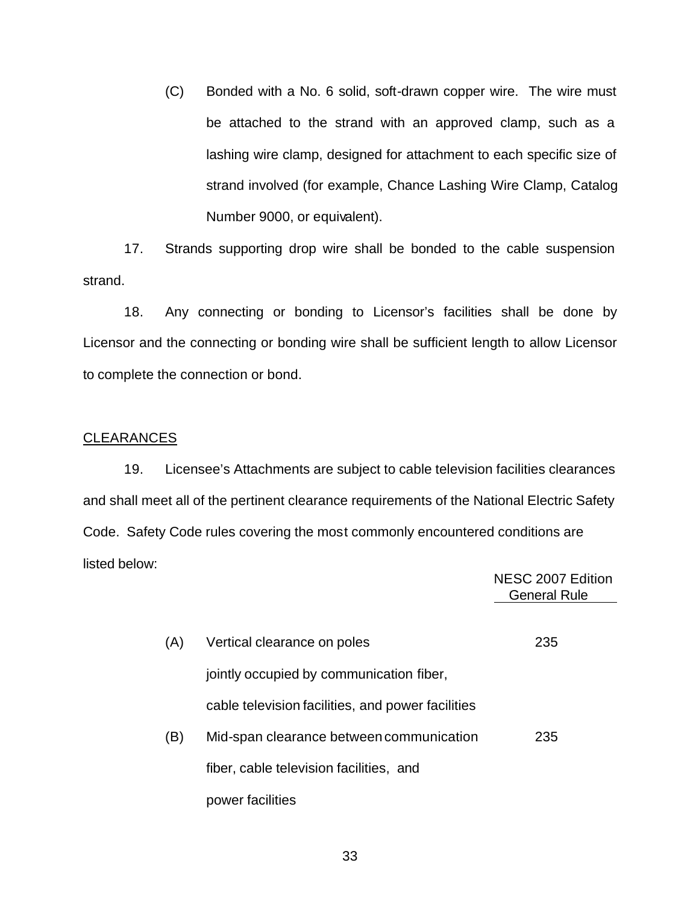(C) Bonded with a No. 6 solid, soft-drawn copper wire. The wire must be attached to the strand with an approved clamp, such as a lashing wire clamp, designed for attachment to each specific size of strand involved (for example, Chance Lashing Wire Clamp, Catalog Number 9000, or equivalent).

17. Strands supporting drop wire shall be bonded to the cable suspension strand.

18. Any connecting or bonding to Licensor's facilities shall be done by Licensor and the connecting or bonding wire shall be sufficient length to allow Licensor to complete the connection or bond.

## CLEARANCES

19. Licensee's Attachments are subject to cable television facilities clearances and shall meet all of the pertinent clearance requirements of the National Electric Safety Code. Safety Code rules covering the most commonly encountered conditions are listed below:

| | | NESC 2007 Edition General Rule |
|---|---|---|
| (A) | Vertical clearance on poles jointly occupied by communication fiber, cable television facilities, and power facilities | 235 |
| (B) | Mid-span clearance between communication fiber, cable television facilities, and power facilities | 235 |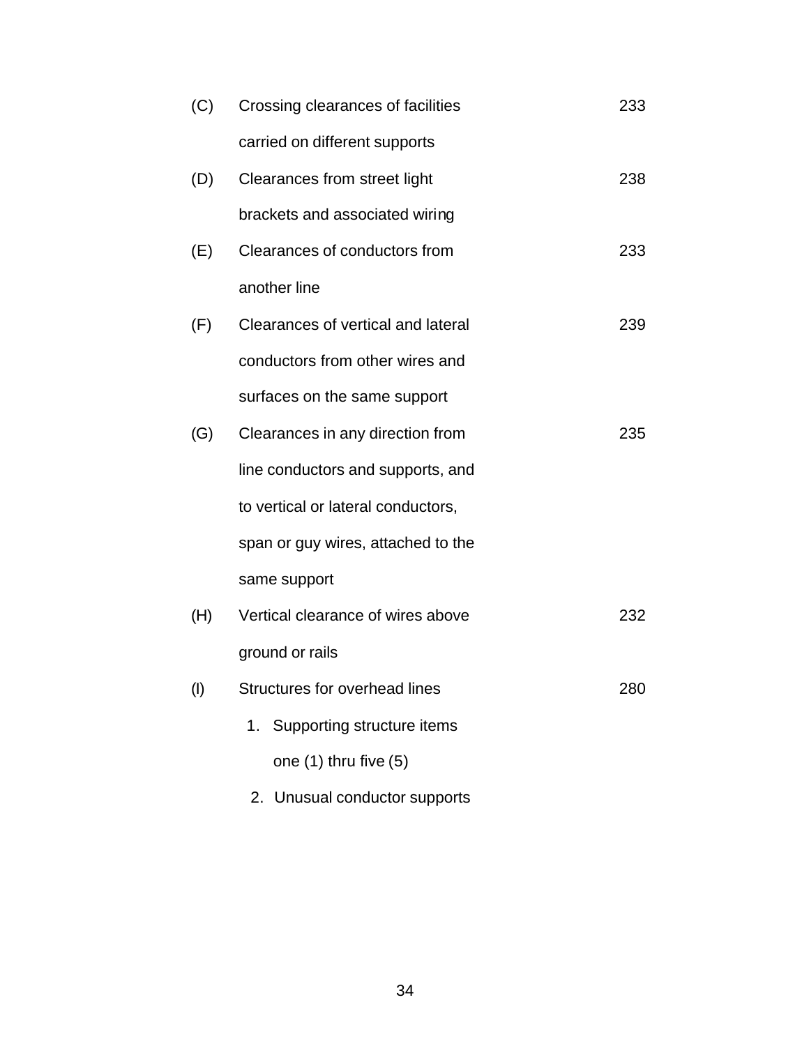| | | |
|---|---|---|
| (C) | Crossing clearances of facilities carried on different supports | 233 |
| (D) | Clearances from street light brackets and associated wiring | 238 |
| (E) | Clearances of conductors from another line | 233 |
| (F) | Clearances of vertical and lateral conductors from other wires and surfaces on the same support | 239 |
| (G) | Clearances in any direction from line conductors and supports, and to vertical or lateral conductors, span or guy wires, attached to the same support | 235 |
| (H) | Vertical clearance of wires above ground or rails | 232 |
| (I) | Structures for overhead lines<br>1. Supporting structure items one (1) thru five (5)<br>2. Unusual conductor supports | 280 |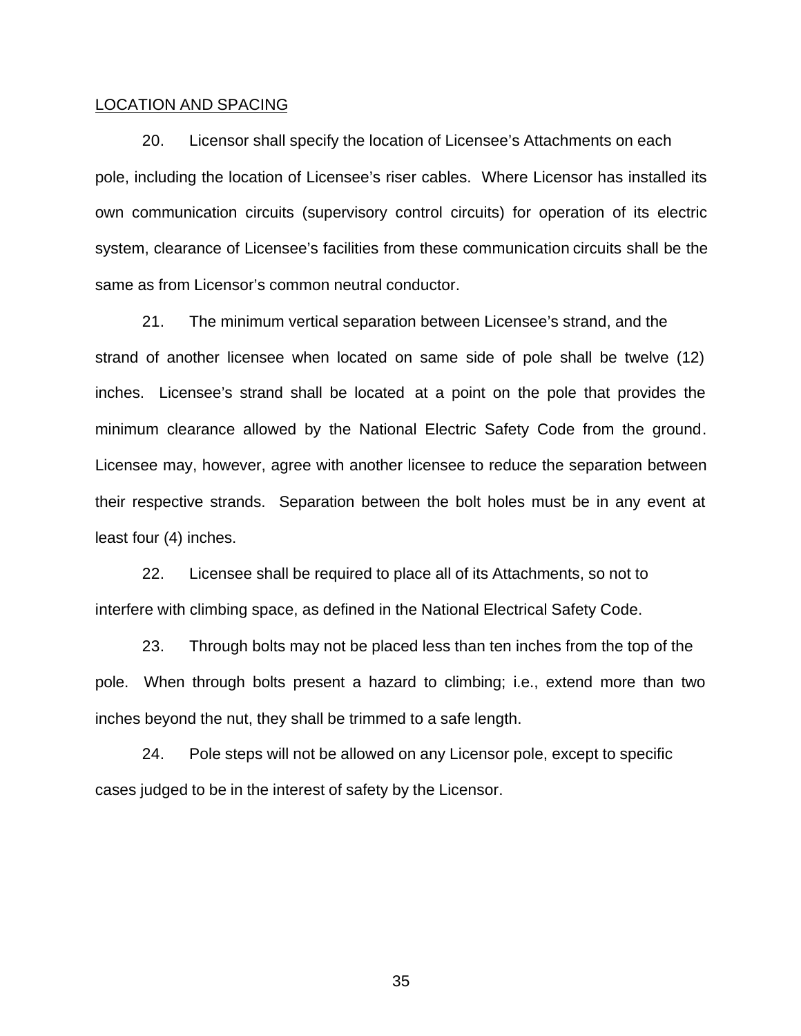LOCATION AND SPACING

20. Licensor shall specify the location of Licensee's Attachments on each pole, including the location of Licensee's riser cables. Where Licensor has installed its own communication circuits (supervisory control circuits) for operation of its electric system, clearance of Licensee's facilities from these communication circuits shall be the same as from Licensor's common neutral conductor.

21. The minimum vertical separation between Licensee's strand, and the strand of another licensee when located on same side of pole shall be twelve (12) inches. Licensee's strand shall be located at a point on the pole that provides the minimum clearance allowed by the National Electric Safety Code from the ground. Licensee may, however, agree with another licensee to reduce the separation between their respective strands. Separation between the bolt holes must be in any event at least four (4) inches.

22. Licensee shall be required to place all of its Attachments, so not to interfere with climbing space, as defined in the National Electrical Safety Code.

23. Through bolts may not be placed less than ten inches from the top of the pole. When through bolts present a hazard to climbing; i.e., extend more than two inches beyond the nut, they shall be trimmed to a safe length.

24. Pole steps will not be allowed on any Licensor pole, except to specific cases judged to be in the interest of safety by the Licensor.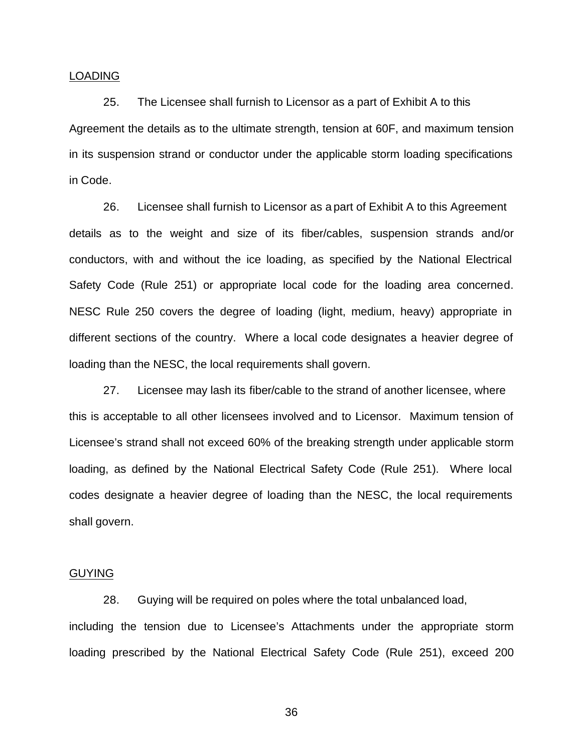LOADING

25. The Licensee shall furnish to Licensor as a part of Exhibit A to this Agreement the details as to the ultimate strength, tension at 60F, and maximum tension in its suspension strand or conductor under the applicable storm loading specifications in Code.

26. Licensee shall furnish to Licensor as a part of Exhibit A to this Agreement details as to the weight and size of its fiber/cables, suspension strands and/or conductors, with and without the ice loading, as specified by the National Electrical Safety Code (Rule 251) or appropriate local code for the loading area concerned. NESC Rule 250 covers the degree of loading (light, medium, heavy) appropriate in different sections of the country. Where a local code designates a heavier degree of loading than the NESC, the local requirements shall govern.

27. Licensee may lash its fiber/cable to the strand of another licensee, where this is acceptable to all other licensees involved and to Licensor. Maximum tension of Licensee's strand shall not exceed 60% of the breaking strength under applicable storm loading, as defined by the National Electrical Safety Code (Rule 251). Where local codes designate a heavier degree of loading than the NESC, the local requirements shall govern.

GUYING

28. Guying will be required on poles where the total unbalanced load, including the tension due to Licensee's Attachments under the appropriate storm loading prescribed by the National Electrical Safety Code (Rule 251), exceed 200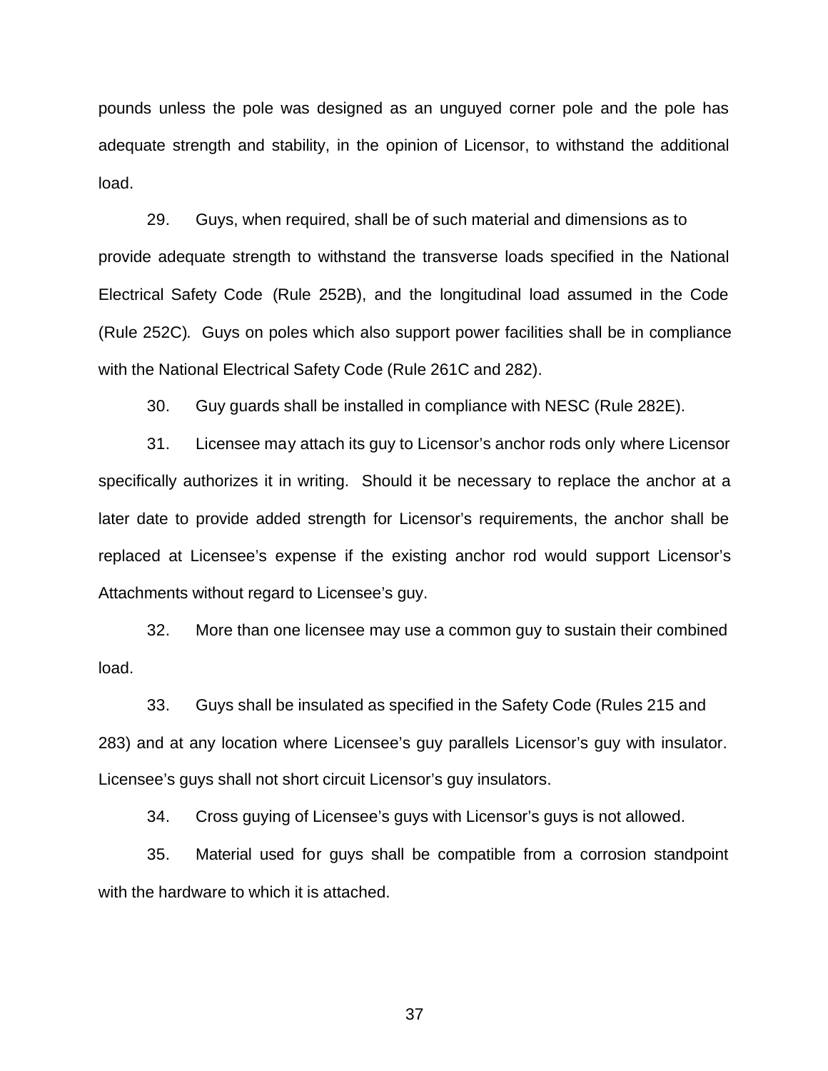pounds unless the pole was designed as an unguyed corner pole and the pole has adequate strength and stability, in the opinion of Licensor, to withstand the additional load.

29. Guys, when required, shall be of such material and dimensions as to provide adequate strength to withstand the transverse loads specified in the National Electrical Safety Code (Rule 252B), and the longitudinal load assumed in the Code (Rule 252C). Guys on poles which also support power facilities shall be in compliance with the National Electrical Safety Code (Rule 261C and 282).

30. Guy guards shall be installed in compliance with NESC (Rule 282E).

31. Licensee may attach its guy to Licensor's anchor rods only where Licensor specifically authorizes it in writing. Should it be necessary to replace the anchor at a later date to provide added strength for Licensor's requirements, the anchor shall be replaced at Licensee's expense if the existing anchor rod would support Licensor's Attachments without regard to Licensee's guy.

32. More than one licensee may use a common guy to sustain their combined load.

33. Guys shall be insulated as specified in the Safety Code (Rules 215 and 283) and at any location where Licensee's guy parallels Licensor's guy with insulator. Licensee's guys shall not short circuit Licensor's guy insulators.

34. Cross guying of Licensee's guys with Licensor's guys is not allowed.

35. Material used for guys shall be compatible from a corrosion standpoint with the hardware to which it is attached.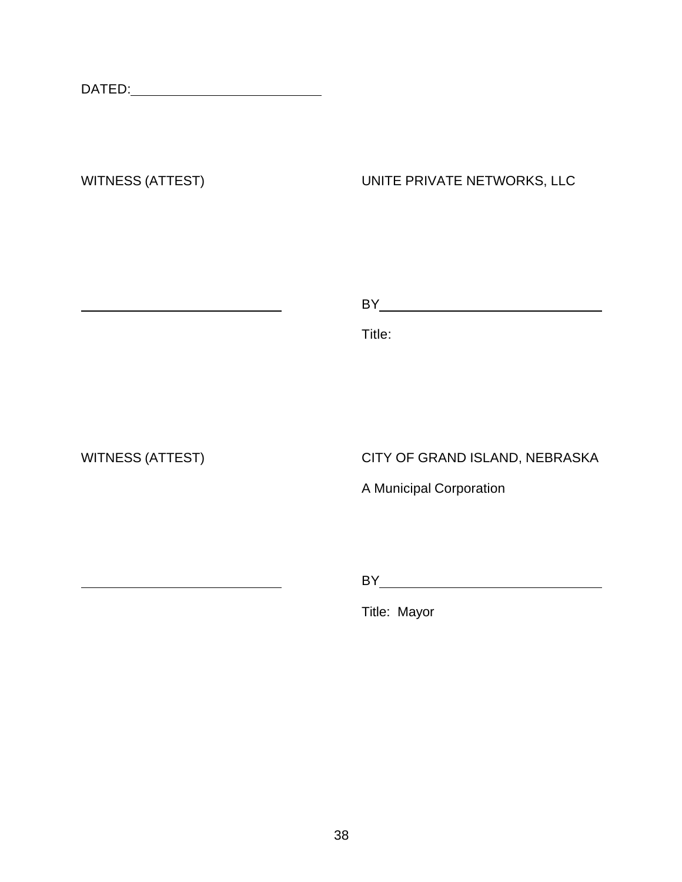DATED: ________________________

| WITNESS (ATTEST) | UNITE PRIVATE NETWORKS, LLC |
| --- | --- |
| | |
| ____________________________ | BY ____________________________ |
| | Title: |

| WITNESS (ATTEST) | CITY OF GRAND ISLAND, NEBRASKA |
| --- | --- |
| | A Municipal Corporation |
| ____________________________ | BY ____________________________ |
| | Title: Mayor |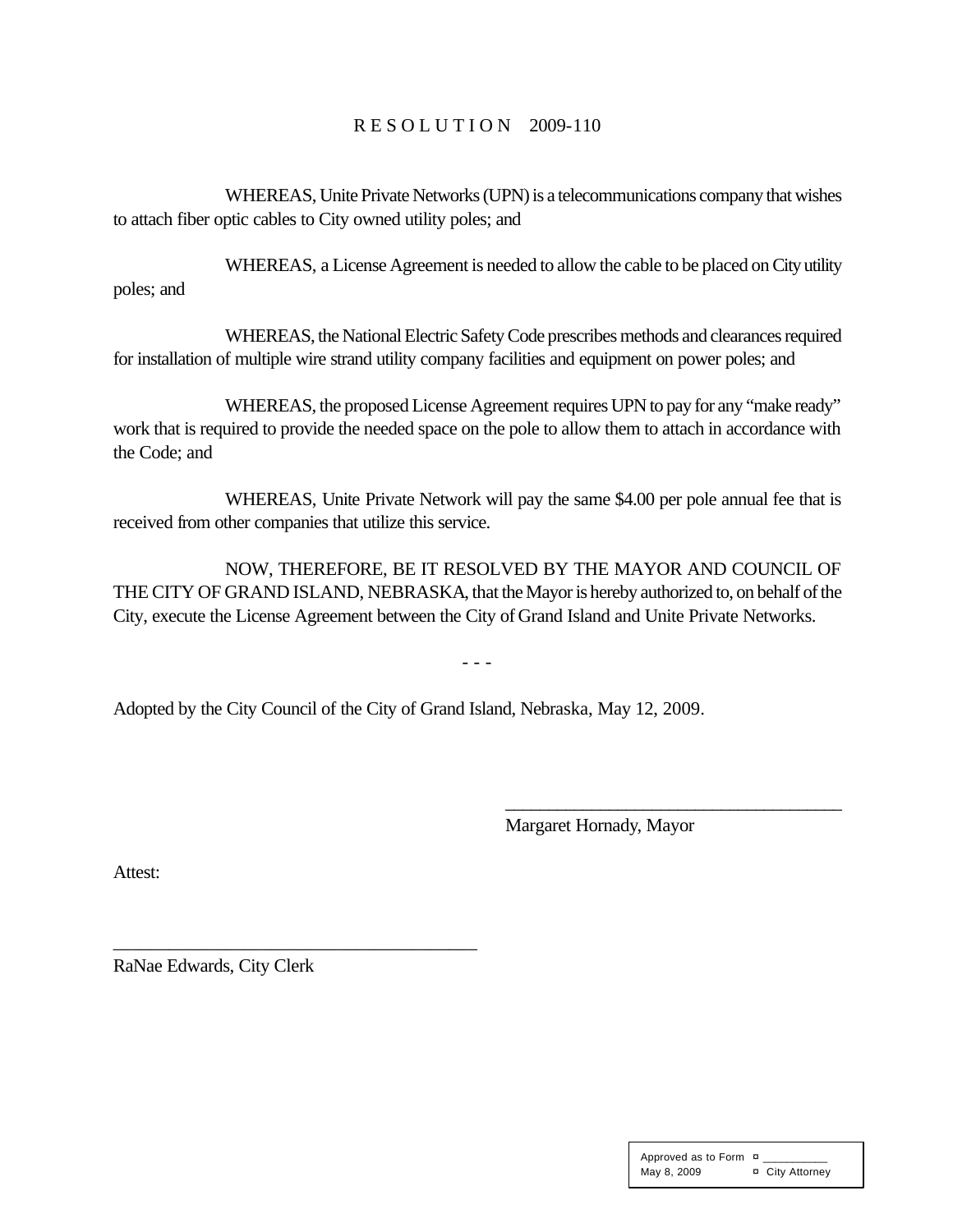# RESOLUTION 2009-110

WHEREAS, Unite Private Networks (UPN) is a telecommunications company that wishes to attach fiber optic cables to City owned utility poles; and

WHEREAS, a License Agreement is needed to allow the cable to be placed on City utility poles; and

WHEREAS, the National Electric Safety Code prescribes methods and clearances required for installation of multiple wire strand utility company facilities and equipment on power poles; and

WHEREAS, the proposed License Agreement requires UPN to pay for any "make ready" work that is required to provide the needed space on the pole to allow them to attach in accordance with the Code; and

WHEREAS, Unite Private Network will pay the same $4.00 per pole annual fee that is received from other companies that utilize this service.

NOW, THEREFORE, BE IT RESOLVED BY THE MAYOR AND COUNCIL OF THE CITY OF GRAND ISLAND, NEBRASKA, that the Mayor is hereby authorized to, on behalf of the City, execute the License Agreement between the City of Grand Island and Unite Private Networks.

- - -

Adopted by the City Council of the City of Grand Island, Nebraska, May 12, 2009.

_____________________________________
Margaret Hornady, Mayor

Attest:

_____________________________________
RaNae Edwards, City Clerk

| | |
|---|---|
| Approved as to Form | ¤ ___________ |
| May 8, 2009 | ¤ City Attorney |